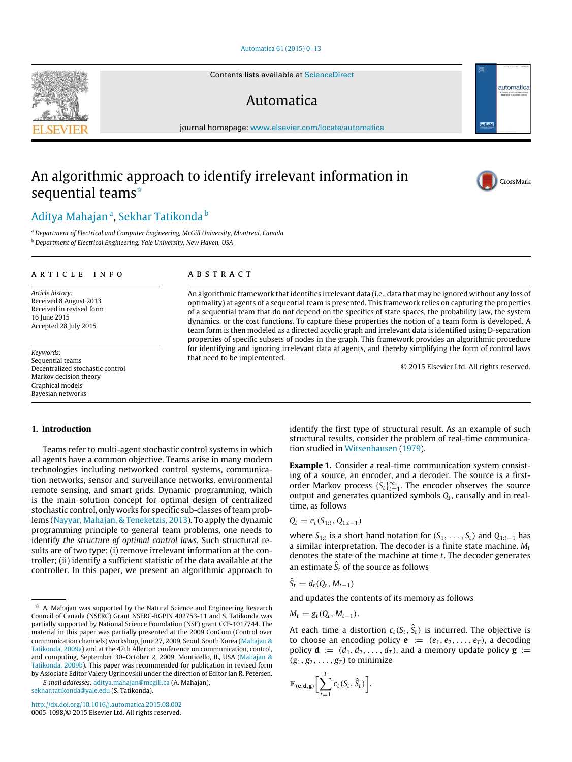Contents lists available at ScienceDirect

Automatica

journal homepage: www.elsevier.com/locate/automatica

# An algorithmic approach to identify irrelevant information in sequential teams[☆]

Aditya Mahajan[a], Sekhar Tatikonda[b]

[a] Department of Electrical and Computer Engineering, McGill University, Montreal, Canada

[b] Department of Electrical Engineering, Yale University, New Haven, USA

**ARTICLE INFO**

*Article history:*
Received 8 August 2013
Received in revised form
16 June 2015
Accepted 28 July 2015

*Keywords:*
Sequential teams
Decentralized stochastic control
Markov decision theory
Graphical models
Bayesian networks

**ABSTRACT**

An algorithmic framework that identifies irrelevant data (i.e., data that may be ignored without any loss of optimality) at agents of a sequential team is presented. This framework relies on capturing the properties of a sequential team that do not depend on the specifics of state spaces, the probability law, the system dynamics, or the cost functions. To capture these properties the notion of a team form is developed. A team form is then modeled as a directed acyclic graph and irrelevant data is identified using D-separation properties of specific subsets of nodes in the graph. This framework provides an algorithmic procedure for identifying and ignoring irrelevant data at agents, and thereby simplifying the form of control laws that need to be implemented.

© 2015 Elsevier Ltd. All rights reserved.

## 1. Introduction

Teams refer to multi-agent stochastic control systems in which all agents have a common objective. Teams arise in many modern technologies including networked control systems, communication networks, sensor and surveillance networks, environmental remote sensing, and smart grids. Dynamic programming, which is the main solution concept for optimal design of centralized stochastic control, only works for specific sub-classes of team problems (Nayyar, Mahajan, & Teneketzis, 2013). To apply the dynamic programming principle to general team problems, one needs to identify *the structure of optimal control laws*. Such structural results are of two type: (i) remove irrelevant information at the controller; (ii) identify a sufficient statistic of the data available at the controller. In this paper, we present an algorithmic approach to identify the first type of structural result. As an example of such structural results, consider the problem of real-time communication studied in Witsenhausen (1979).

**Example 1.** Consider a real-time communication system consisting of a source, an encoder, and a decoder. The source is a first-order Markov process $\{S_t\}_{t=1}^{\infty}$. The encoder observes the source output and generates quantized symbols $Q_t$, causally and in real-time, as follows

$$Q_t = e_t(S_{1:t}, Q_{1:t-1})$$

where $S_{1:t}$ is a short hand notation for $(S_1, \ldots, S_t)$ and $Q_{1:t-1}$ has a similar interpretation. The decoder is a finite state machine. $M_t$ denotes the state of the machine at time $t$. The decoder generates an estimate $\hat{S}_t$ of the source as follows

$$\hat{S}_t = d_t(Q_t, M_{t-1})$$

and updates the contents of its memory as follows

$$M_t = g_t(Q_t, M_{t-1}).$$

At each time a distortion $c_t(S_t, \hat{S}_t)$ is incurred. The objective is to choose an encoding policy $\mathbf{e} := (e_1, e_2, \ldots, e_T)$, a decoding policy $\mathbf{d} := (d_1, d_2, \ldots, d_T)$, and a memory update policy $\mathbf{g} := (g_1, g_2, \ldots, g_T)$ to minimize

$$\mathbb{E}_{(\mathbf{e},\mathbf{d},\mathbf{g})}\left[\sum_{t=1}^{T} c_t(S_t, \hat{S}_t)\right].$$

[☆] A. Mahajan was supported by the Natural Science and Engineering Research Council of Canada (NSERC) Grant NSERC-RGPIN 402753-11 and S. Tatikonda was partially supported by National Science Foundation (NSF) grant CCF-1017744. The material in this paper was partially presented at the 2009 ConCom (Control over communication channels) workshop, June 27, 2009, Seoul, South Korea (Mahajan & Tatikonda, 2009a) and at the 47th Allerton conference on communication, control, and computing, September 30–October 2, 2009, Monticello, IL, USA (Mahajan & Tatikonda, 2009b). This paper was recommended for publication in revised form by Associate Editor Valery Ugrinovskii under the direction of Editor Ian R. Petersen.

*E-mail addresses:* aditya.mahajan@mcgill.ca (A. Mahajan), sekhar.tatikonda@yale.edu (S. Tatikonda).

http://dx.doi.org/10.1016/j.automatica.2015.08.002
0005-1098/© 2015 Elsevier Ltd. All rights reserved.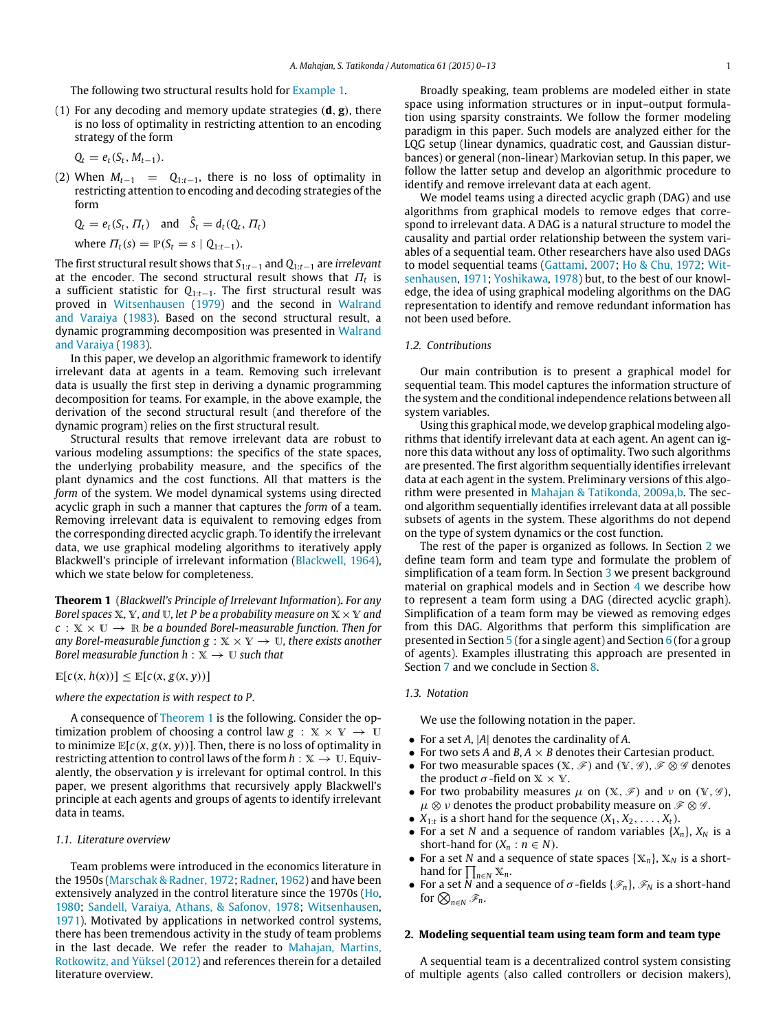The following two structural results hold for Example 1.

(1) For any decoding and memory update strategies $(\mathbf{d}, \mathbf{g})$, there is no loss of optimality in restricting attention to an encoding strategy of the form

$$Q_t = e_t(S_t, M_{t-1}).$$

(2) When $M_{t-1} = Q_{1:t-1}$, there is no loss of optimality in restricting attention to encoding and decoding strategies of the form

$$Q_t = e_t(S_t, \Pi_t) \quad \text{and} \quad \hat{S}_t = d_t(Q_t, \Pi_t)$$

$$\text{where } \Pi_t(s) = \mathbb{P}(S_t = s \mid Q_{1:t-1}).$$

The first structural result shows that $S_{1:t-1}$ and $Q_{1:t-1}$ are *irrelevant* at the encoder. The second structural result shows that $\Pi_t$ is a sufficient statistic for $Q_{1:t-1}$. The first structural result was proved in Witsenhausen (1979) and the second in Walrand and Varaiya (1983). Based on the second structural result, a dynamic programming decomposition was presented in Walrand and Varaiya (1983).

In this paper, we develop an algorithmic framework to identify irrelevant data at agents in a team. Removing such irrelevant data is usually the first step in deriving a dynamic programming decomposition for teams. For example, in the above example, the derivation of the second structural result (and therefore of the dynamic program) relies on the first structural result.

Structural results that remove irrelevant data are robust to various modeling assumptions: the specifics of the state spaces, the underlying probability measure, and the specifics of the plant dynamics and the cost functions. All that matters is the *form* of the system. We model dynamical systems using directed acyclic graph in such a manner that captures the *form* of a team. Removing irrelevant data is equivalent to removing edges from the corresponding directed acyclic graph. To identify the irrelevant data, we use graphical modeling algorithms to iteratively apply Blackwell's principle of irrelevant information (Blackwell, 1964), which we state below for completeness.

**Theorem 1** (*Blackwell's Principle of Irrelevant Information*). *For any Borel spaces $\mathbb{X}$, $\mathbb{Y}$, and $\mathbb{U}$, let $P$ be a probability measure on $\mathbb{X} \times \mathbb{Y}$ and $c : \mathbb{X} \times \mathbb{U} \to \mathbb{R}$ be a bounded Borel-measurable function. Then for any Borel-measurable function $g : \mathbb{X} \times \mathbb{Y} \to \mathbb{U}$, there exists another Borel measurable function $h : \mathbb{X} \to \mathbb{U}$ such that*

$$\mathbb{E}[c(x, h(x))] \leq \mathbb{E}[c(x, g(x, y))]$$

*where the expectation is with respect to $P$.*

A consequence of Theorem 1 is the following. Consider the optimization problem of choosing a control law $g : \mathbb{X} \times \mathbb{Y} \to \mathbb{U}$ to minimize $\mathbb{E}[c(x, g(x, y))]$. Then, there is no loss of optimality in restricting attention to control laws of the form $h : \mathbb{X} \to \mathbb{U}$. Equivalently, the observation $y$ is irrelevant for optimal control. In this paper, we present algorithms that recursively apply Blackwell's principle at each agents and groups of agents to identify irrelevant data in teams.

### 1.1. Literature overview

Team problems were introduced in the economics literature in the 1950s (Marschak & Radner, 1972; Radner, 1962) and have been extensively analyzed in the control literature since the 1970s (Ho, 1980; Sandell, Varaiya, Athans, & Safonov, 1978; Witsenhausen, 1971). Motivated by applications in networked control systems, there has been tremendous activity in the study of team problems in the last decade. We refer the reader to Mahajan, Martins, Rotkowitz, and Yüksel (2012) and references therein for a detailed literature overview.

Broadly speaking, team problems are modeled either in state space using information structures or in input–output formulation using sparsity constraints. We follow the former modeling paradigm in this paper. Such models are analyzed either for the LQG setup (linear dynamics, quadratic cost, and Gaussian disturbances) or general (non-linear) Markovian setup. In this paper, we follow the latter setup and develop an algorithmic procedure to identify and remove irrelevant data at each agent.

We model teams using a directed acyclic graph (DAG) and use algorithms from graphical models to remove edges that correspond to irrelevant data. A DAG is a natural structure to model the causality and partial order relationship between the system variables of a sequential team. Other researchers have also used DAGs to model sequential teams (Gattami, 2007; Ho & Chu, 1972; Witsenhausen, 1971; Yoshikawa, 1978) but, to the best of our knowledge, the idea of using graphical modeling algorithms on the DAG representation to identify and remove redundant information has not been used before.

### 1.2. Contributions

Our main contribution is to present a graphical model for sequential team. This model captures the information structure of the system and the conditional independence relations between all system variables.

Using this graphical mode, we develop graphical modeling algorithms that identify irrelevant data at each agent. An agent can ignore this data without any loss of optimality. Two such algorithms are presented. The first algorithm sequentially identifies irrelevant data at each agent in the system. Preliminary versions of this algorithm were presented in Mahajan & Tatikonda, 2009a,b. The second algorithm sequentially identifies irrelevant data at all possible subsets of agents in the system. These algorithms do not depend on the type of system dynamics or the cost function.

The rest of the paper is organized as follows. In Section 2 we define team form and team type and formulate the problem of simplification of a team form. In Section 3 we present background material on graphical models and in Section 4 we describe how to represent a team form using a DAG (directed acyclic graph). Simplification of a team form may be viewed as removing edges from this DAG. Algorithms that perform this simplification are presented in Section 5 (for a single agent) and Section 6 (for a group of agents). Examples illustrating this approach are presented in Section 7 and we conclude in Section 8.

### 1.3. Notation

We use the following notation in the paper.

- For a set $A$, $|A|$ denotes the cardinality of $A$.
- For two sets $A$ and $B$, $A \times B$ denotes their Cartesian product.
- For two measurable spaces $(\mathbb{X}, \mathscr{F})$ and $(\mathbb{Y}, \mathscr{G})$, $\mathscr{F} \otimes \mathscr{G}$ denotes the product $\sigma$-field on $\mathbb{X} \times \mathbb{Y}$.
- For two probability measures $\mu$ on $(\mathbb{X}, \mathscr{F})$ and $\nu$ on $(\mathbb{Y}, \mathscr{G})$, $\mu \otimes \nu$ denotes the product probability measure on $\mathscr{F} \otimes \mathscr{G}$.
- $X_{1:t}$ is a short hand for the sequence $(X_1, X_2, \dots, X_t)$.
- For a set $N$ and a sequence of random variables $\{X_n\}$, $X_N$ is a short-hand for $(X_n : n \in N)$.
- For a set $N$ and a sequence of state spaces $\{\mathbb{X}_n\}$, $\mathbb{X}_N$ is a short-hand for $\prod_{n \in N} \mathbb{X}_n$.
- For a set $N$ and a sequence of $\sigma$-fields $\{\mathscr{F}_n\}$, $\mathscr{F}_N$ is a short-hand for $\bigotimes_{n \in N} \mathscr{F}_n$.

## 2. Modeling sequential team using team form and team type

A sequential team is a decentralized control system consisting of multiple agents (also called controllers or decision makers),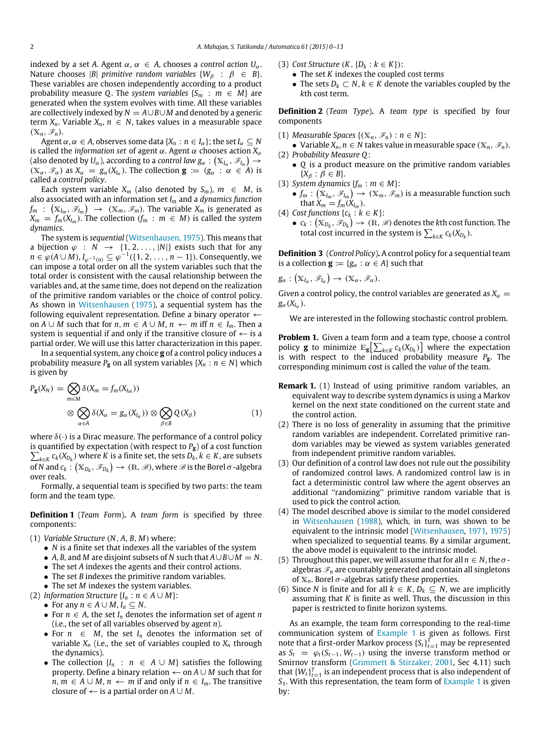indexed by a set $A$. Agent $\alpha$, $\alpha \in A$, chooses a *control action* $U_\alpha$. Nature chooses $|B|$ *primitive random variables* $\{W_\beta : \beta \in B\}$. These variables are chosen independently according to a product probability measure $Q$. The *system variables* $\{S_m : m \in M\}$ are generated when the system evolves with time. All these variables are collectively indexed by $N = A \cup B \cup M$ and denoted by a generic term $X_n$. Variable $X_n$, $n \in N$, takes values in a measurable space $(\mathbb{X}_n, \mathscr{F}_n)$.

Agent $\alpha, \alpha \in A$, observes some data $\{X_n : n \in I_\alpha\}$; the set $I_\alpha \subseteq N$ is called the *information set* of agent $\alpha$. Agent $\alpha$ chooses action $X_\alpha$ (also denoted by $U_\alpha$), according to a *control law* $g_\alpha : (\mathbb{X}_{I_\alpha}, \mathscr{F}_{I_\alpha}) \to (\mathbb{X}_\alpha, \mathscr{F}_\alpha)$ as $X_\alpha = g_\alpha(X_{I_\alpha})$. The collection $\mathbf{g} := (g_\alpha : \alpha \in A)$ is called a *control policy*.

Each system variable $X_m$ (also denoted by $S_m$), $m \in M$, is also associated with an information set $I_m$ and a *dynamics function* $f_m : (\mathbb{X}_{I_m}, \mathscr{F}_{I_m}) \to (\mathbb{X}_m, \mathscr{F}_m)$. The variable $X_m$ is generated as $X_m = f_m(X_{I_m})$. The collection $(f_m : m \in M)$ is called the *system dynamics*.

The system is *sequential* (Witsenhausen, 1975). This means that a bijection $\varphi : N \to \{1, 2, \ldots, |N|\}$ exists such that for any $n \in \varphi(A \cup M)$, $I_{\varphi^{-1}(n)} \subseteq \varphi^{-1}(\{1, 2, \ldots, n-1\})$. Consequently, we can impose a total order on all the system variables such that the total order is consistent with the causal relationship between the variables and, at the same time, does not depend on the realization of the primitive random variables or the choice of control policy. As shown in Witsenhausen (1975), a sequential system has the following equivalent representation. Define a binary operator $\leftarrow$ on $A \cup M$ such that for $n, m \in A \cup M$, $n \leftarrow m$ iff $n \in I_m$. Then a system is sequential if and only if the transitive closure of $\leftarrow$ is a partial order. We will use this latter characterization in this paper.

In a sequential system, any choice $\mathbf{g}$ of a control policy induces a probability measure $P_{\mathbf{g}}$ on all system variables $\{X_n : n \in N\}$ which is given by

$$P_{\mathbf{g}}(X_N) = \bigotimes_{m \in M} \delta(X_m = f_m(X_{I_m})) \otimes \bigotimes_{\alpha \in A} \delta(X_\alpha = g_\alpha(X_{I_\alpha})) \otimes \bigotimes_{\beta \in B} Q(X_\beta) \tag{1}$$

where $\delta(\cdot)$ is a Dirac measure. The performance of a control policy is quantified by expectation (with respect to $P_{\mathbf{g}}$) of a cost function $\sum_{k \in K} c_k(X_{D_k})$ where $K$ is a finite set, the sets $D_k$, $k \in K$, are subsets of $N$ and $c_k : (\mathbb{X}_{D_k}, \mathscr{F}_{D_k}) \to (\mathbb{R}, \mathscr{B})$, where $\mathscr{B}$ is the Borel $\sigma$-algebra over reals.

Formally, a sequential team is specified by two parts: the team form and the team type.

**Definition 1** (*Team Form*). A *team form* is specified by three components:

(1) *Variable Structure* $(N, A, B, M)$ where:
- $N$ is a finite set that indexes all the variables of the system
- $A$, $B$, and $M$ are disjoint subsets of $N$ such that $A \cup B \cup M = N$.
- The set $A$ indexes the agents and their control actions.
- The set $B$ indexes the primitive random variables.
- The set $M$ indexes the system variables.

(2) *Information Structure* $\{I_n : n \in A \cup M\}$:
- For any $n \in A \cup M$, $I_n \subseteq N$.
- For $n \in A$, the set $I_n$ denotes the information set of agent $n$ (i.e., the set of all variables observed by agent $n$).
- For $n \in M$, the set $I_n$ denotes the information set of variable $X_n$ (i.e., the set of variables coupled to $X_n$ through the dynamics).
- The collection $\{I_n : n \in A \cup M\}$ satisfies the following property. Define a binary relation $\leftarrow$ on $A \cup M$ such that for $n, m \in A \cup M$, $n \leftarrow m$ if and only if $n \in I_m$. The transitive closure of $\leftarrow$ is a partial order on $A \cup M$.

(3) *Cost Structure* $(K, \{D_k : k \in K\})$:
- The set $K$ indexes the coupled cost terms
- The sets $D_k \subset N$, $k \in K$ denote the variables coupled by the $k$th cost term.

**Definition 2** (*Team Type*). A *team type* is specified by four components

(1) *Measurable Spaces* $\{(\mathbb{X}_n, \mathscr{F}_n) : n \in N\}$:
- Variable $X_n$, $n \in N$ takes value in measurable space $(\mathbb{X}_n, \mathscr{F}_n)$.

(2) *Probability Measure* $Q$:
- $Q$ is a product measure on the primitive random variables $\{X_\beta : \beta \in B\}$.

(3) *System dynamics* $\{f_m : m \in M\}$:
- $f_m : (\mathbb{X}_{I_m}, \mathscr{F}_{I_m}) \to (\mathbb{X}_m, \mathscr{F}_m)$ is a measurable function such that $X_m = f_m(X_{I_m})$.

(4) *Cost functions* $\{c_k : k \in K\}$:
- $c_k : (\mathbb{X}_{D_k}, \mathscr{F}_{D_k}) \to (\mathbb{R}, \mathscr{B})$ denotes the $k$th cost function. The total cost incurred in the system is $\sum_{k \in K} c_k(X_{D_k})$.

**Definition 3** (*Control Policy*). A control policy for a sequential team is a collection $\mathbf{g} := \{g_\alpha : \alpha \in A\}$ such that

$$g_\alpha : (\mathbb{X}_{I_\alpha}, \mathscr{F}_{I_\alpha}) \to (\mathbb{X}_\alpha, \mathscr{F}_\alpha).$$

Given a control policy, the control variables are generated as $X_\alpha = g_\alpha(X_{I_\alpha})$.

We are interested in the following stochastic control problem.

**Problem 1.** Given a team form and a team type, choose a control policy $\mathbf{g}$ to minimize $\mathbb{E}_{\mathbf{g}}\left[\sum_{k \in K} c_k(X_{D_k})\right]$ where the expectation is with respect to the induced probability measure $P_{\mathbf{g}}$. The corresponding minimum cost is called the *value* of the team.

**Remark 1.** (1) Instead of using primitive random variables, an equivalent way to describe system dynamics is using a Markov kernel on the next state conditioned on the current state and the control action.

(2) There is no loss of generality in assuming that the primitive random variables are independent. Correlated primitive random variables may be viewed as system variables generated from independent primitive random variables.

(3) Our definition of a control law does not rule out the possibility of randomized control laws. A randomized control law is in fact a deterministic control law where the agent observes an additional "randomizing" primitive random variable that is used to pick the control action.

(4) The model described above is similar to the model considered in Witsenhausen (1988), which, in turn, was shown to be equivalent to the intrinsic model (Witsenhausen, 1971, 1975) when specialized to sequential teams. By a similar argument, the above model is equivalent to the intrinsic model.

(5) Throughout this paper, we will assume that for all $n \in N$, the $\sigma$-algebras $\mathscr{F}_n$ are countably generated and contain all singletons of $\mathbb{X}_n$. Borel $\sigma$-algebras satisfy these properties.

(6) Since $N$ is finite and for all $k \in K$, $D_k \subseteq N$, we are implicitly assuming that $K$ is finite as well. Thus, the discussion in this paper is restricted to finite horizon systems.

As an example, the team form corresponding to the real-time communication system of Example 1 is given as follows. First note that a first-order Markov process $\{S_t\}_{t=1}^T$ may be represented as $S_t = \varphi_t(S_{t-1}, W_{t-1})$ using the inverse transform method or Smirnov transform (Grimmett & Stirzaker, 2001, Sec 4.11) such that $\{W_t\}_{t=1}^T$ is an independent process that is also independent of $S_1$. With this representation, the team form of Example 1 is given by: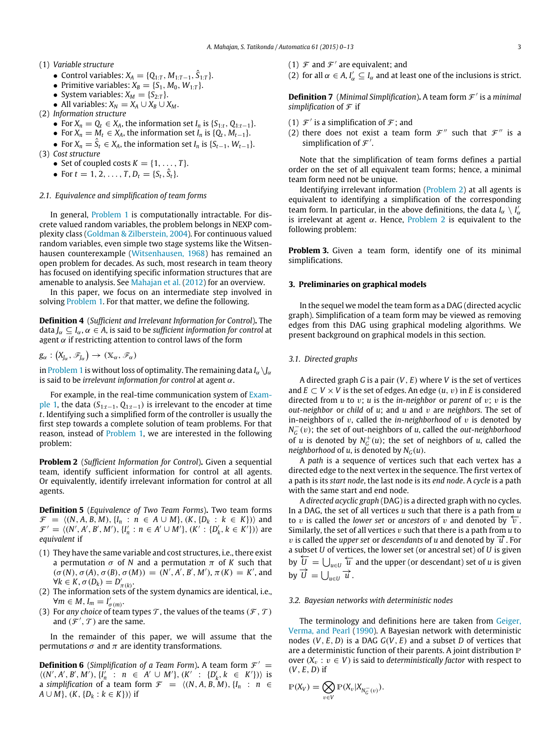(1) *Variable structure*
  - Control variables: $X_A = \{Q_{1:T}, M_{1:T-1}, \hat{S}_{1:T}\}$.
  - Primitive variables: $X_B = \{S_1, M_0, W_{1:T}\}$.
  - System variables: $X_M = \{S_{2:T}\}$.
  - All variables: $X_N = X_A \cup X_B \cup X_M$.

(2) *Information structure*
  - For $X_n = Q_t \in X_A$, the information set $I_n$ is $\{S_{1:t}, Q_{1:t-1}\}$.
  - For $X_n = M_t \in X_A$, the information set $I_n$ is $\{Q_t, M_{t-1}\}$.
  - For $X_n = \hat{S}_t \in X_A$, the information set $I_n$ is $\{S_{t-1}, W_{t-1}\}$.

(3) *Cost structure*
  - Set of coupled costs $K = \{1, \dots, T\}$.
  - For $t = 1, 2, \dots, T$, $D_t = \{S_t, \hat{S}_t\}$.

### 2.1. Equivalence and simplification of team forms

In general, Problem 1 is computationally intractable. For discrete valued random variables, the problem belongs in NEXP complexity class (Goldman & Zilberstein, 2004). For continuous valued random variables, even simple two stage systems like the Witsenhausen counterexample (Witsenhausen, 1968) has remained an open problem for decades. As such, most research in team theory has focused on identifying specific information structures that are amenable to analysis. See Mahajan et al. (2012) for an overview.

In this paper, we focus on an intermediate step involved in solving Problem 1. For that matter, we define the following.

**Definition 4** (*Sufficient and Irrelevant Information for Control*). The data $J_\alpha \subseteq I_\alpha$, $\alpha \in A$, is said to be *sufficient information for control* at agent $\alpha$ if restricting attention to control laws of the form

$$g_\alpha : (X_{J_\alpha}, \mathscr{F}_{J_\alpha}) \to (\mathbb{X}_\alpha, \mathscr{F}_\alpha)$$

in Problem 1 is without loss of optimality. The remaining data $I_\alpha \setminus J_\alpha$ is said to be *irrelevant information for control* at agent $\alpha$.

For example, in the real-time communication system of Example 1, the data $(S_{1:t-1}, Q_{1:t-1})$ is irrelevant to the encoder at time $t$. Identifying such a simplified form of the controller is usually the first step towards a complete solution of team problems. For that reason, instead of Problem 1, we are interested in the following problem:

**Problem 2** (*Sufficient Information for Control*). Given a sequential team, identify sufficient information for control at all agents. Or equivalently, identify irrelevant information for control at all agents.

**Definition 5** (*Equivalence of Two Team Forms*). Two team forms $\mathcal{F} = \langle (N, A, B, M), \{I_n : n \in A \cup M\}, (K, \{D_k : k \in K\})\rangle$ and $\mathcal{F}' = \langle (N', A', B', M'), \{I'_n : n \in A' \cup M'\}, (K' : \{D'_k, k \in K'\})\rangle$ are *equivalent* if

(1) They have the same variable and cost structures, i.e., there exist a permutation $\sigma$ of $N$ and a permutation $\pi$ of $K$ such that $(\sigma(N), \sigma(A), \sigma(B), \sigma(M)) = (N', A', B', M')$, $\pi(K) = K'$, and $\forall k \in K, \sigma(D_k) = D'_{\pi(k)}$.

(2) The information sets of the system dynamics are identical, i.e., $\forall m \in M, I_m = I'_{\sigma(m)}$.

(3) For *any choice* of team types $\mathcal{T}$, the values of the teams $(\mathcal{F}, \mathcal{T})$ and $(\mathcal{F}', \mathcal{T})$ are the same.

In the remainder of this paper, we will assume that the permutations $\sigma$ and $\pi$ are identity transformations.

**Definition 6** (*Simplification of a Team Form*). A team form $\mathcal{F}' = \langle (N', A', B', M'), \{I'_n : n \in A' \cup M'\}, (K' : \{D'_k, k \in K'\})\rangle$ is a *simplification* of a team form $\mathcal{F} = \langle (N, A, B, M), \{I_n : n \in A \cup M\}, (K, \{D_k : k \in K\})\rangle$ if

(1) $\mathcal{F}$ and $\mathcal{F}'$ are equivalent; and

(2) for all $\alpha \in A$, $I'_\alpha \subseteq I_\alpha$ and at least one of the inclusions is strict.

**Definition 7** (*Minimal Simplification*). A team form $\mathcal{F}'$ is a *minimal simplification* of $\mathcal{F}$ if

(1) $\mathcal{F}'$ is a simplification of $\mathcal{F}$; and

(2) there does not exist a team form $\mathcal{F}''$ such that $\mathcal{F}''$ is a simplification of $\mathcal{F}'$.

Note that the simplification of team forms defines a partial order on the set of all equivalent team forms; hence, a minimal team form need not be unique.

Identifying irrelevant information (Problem 2) at all agents is equivalent to identifying a simplification of the corresponding team form. In particular, in the above definitions, the data $I_\alpha \setminus I'_\alpha$ is irrelevant at agent $\alpha$. Hence, Problem 2 is equivalent to the following problem:

**Problem 3.** Given a team form, identify one of its minimal simplifications.

## 3. Preliminaries on graphical models

In the sequel we model the team form as a DAG (directed acyclic graph). Simplification of a team form may be viewed as removing edges from this DAG using graphical modeling algorithms. We present background on graphical models in this section.

### 3.1. Directed graphs

A directed graph $G$ is a pair $(V, E)$ where $V$ is the set of vertices and $E \subset V \times V$ is the set of edges. An edge $(u, v)$ in $E$ is considered directed from $u$ to $v$; $u$ is the *in-neighbor* or *parent* of $v$; $v$ is the *out-neighbor* or *child* of $u$; and $u$ and $v$ are *neighbors*. The set of in-neighbors of $v$, called the *in-neighborhood* of $v$ is denoted by $N_G^-(v)$; the set of out-neighbors of $u$, called the *out-neighborhood* of $u$ is denoted by $N_G^+(u)$; the set of neighbors of $u$, called the *neighborhood* of $u$, is denoted by $N_G(u)$.

A *path* is a sequence of vertices such that each vertex has a directed edge to the next vertex in the sequence. The first vertex of a path is its *start node*, the last node is its *end node*. A *cycle* is a path with the same start and end node.

A *directed acyclic graph* (DAG) is a directed graph with no cycles. In a DAG, the set of all vertices $u$ such that there is a path from $u$ to $v$ is called the *lower set* or *ancestors* of $v$ and denoted by $\overleftarrow{v}$. Similarly, the set of all vertices $v$ such that there is a path from $u$ to $v$ is called the *upper set* or *descendants* of $u$ and denoted by $\overrightarrow{u}$. For a subset $U$ of vertices, the lower set (or ancestral set) of $U$ is given by $\overleftarrow{U} = \bigcup_{u \in U} \overleftarrow{u}$ and the upper (or descendant) set of $u$ is given by $\overrightarrow{U} = \bigcup_{u \in U} \overrightarrow{u}$.

### 3.2. Bayesian networks with deterministic nodes

The terminology and definitions here are taken from Geiger, Verma, and Pearl (1990). A Bayesian network with deterministic nodes $(V, E, D)$ is a DAG $G(V, E)$ and a subset $D$ of vertices that are a deterministic function of their parents. A joint distribution $\mathbb{P}$ over $(X_v : v \in V)$ is said to *deterministically factor* with respect to $(V, E, D)$ if

$$\mathbb{P}(X_V) = \bigotimes_{v \in V} \mathbb{P}(X_v | X_{N_G^-(v)}).$$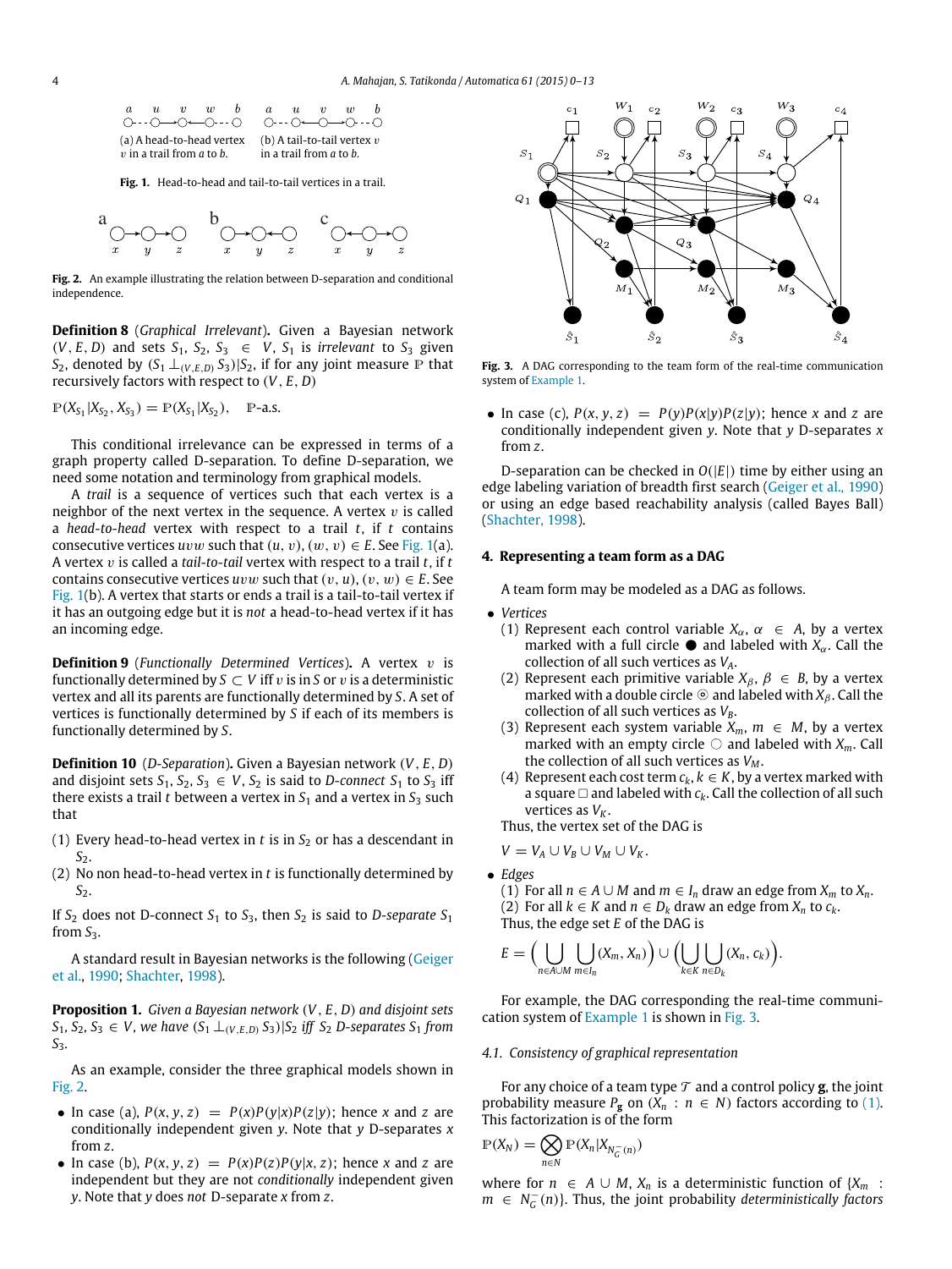(a) A head-to-head vertex $v$ in a trail from $a$ to $b$. (b) A tail-to-tail vertex $v$ in a trail from $a$ to $b$.

**Fig. 1.** Head-to-head and tail-to-tail vertices in a trail.

**Fig. 2.** An example illustrating the relation between D-separation and conditional independence.

**Definition 8** (*Graphical Irrelevant*). Given a Bayesian network $(V, E, D)$ and sets $S_1, S_2, S_3 \in V$, $S_1$ is *irrelevant* to $S_3$ given $S_2$, denoted by $(S_1 \perp_{(V,E,D)} S_3)|S_2$, if for any joint measure $\mathbb{P}$ that recursively factors with respect to $(V, E, D)$

$$\mathbb{P}(X_{S_1}|X_{S_2}, X_{S_3}) = \mathbb{P}(X_{S_1}|X_{S_2}), \quad \mathbb{P}\text{-a.s.}$$

This conditional irrelevance can be expressed in terms of a graph property called D-separation. To define D-separation, we need some notation and terminology from graphical models.

A *trail* is a sequence of vertices such that each vertex is a neighbor of the next vertex in the sequence. A vertex $v$ is called a *head-to-head* vertex with respect to a trail $t$, if $t$ contains consecutive vertices $uvw$ such that $(u, v), (w, v) \in E$. See Fig. 1(a). A vertex $v$ is called a *tail-to-tail* vertex with respect to a trail $t$, if $t$ contains consecutive vertices $uvw$ such that $(v, u), (v, w) \in E$. See Fig. 1(b). A vertex that starts or ends a trail is a tail-to-tail vertex if it has an outgoing edge but it is *not* a head-to-head vertex if it has an incoming edge.

**Definition 9** (*Functionally Determined Vertices*). A vertex $v$ is functionally determined by $S \subset V$ iff $v$ is in $S$ or $v$ is a deterministic vertex and all its parents are functionally determined by $S$. A set of vertices is functionally determined by $S$ if each of its members is functionally determined by $S$.

**Definition 10** (*D-Separation*). Given a Bayesian network $(V, E, D)$ and disjoint sets $S_1, S_2, S_3 \in V$, $S_2$ is said to *D-connect* $S_1$ to $S_3$ iff there exists a trail $t$ between a vertex in $S_1$ and a vertex in $S_3$ such that

(1) Every head-to-head vertex in $t$ is in $S_2$ or has a descendant in $S_2$.
(2) No non head-to-head vertex in $t$ is functionally determined by $S_2$.

If $S_2$ does not D-connect $S_1$ to $S_3$, then $S_2$ is said to *D-separate* $S_1$ from $S_3$.

A standard result in Bayesian networks is the following (Geiger et al., 1990; Shachter, 1998).

**Proposition 1.** *Given a Bayesian network $(V, E, D)$ and disjoint sets $S_1, S_2, S_3 \in V$, we have $(S_1 \perp_{(V,E,D)} S_3)|S_2$ iff $S_2$ D-separates $S_1$ from $S_3$.*

As an example, consider the three graphical models shown in Fig. 2.

- In case (a), $P(x, y, z) = P(x)P(y|x)P(z|y)$; hence $x$ and $z$ are conditionally independent given $y$. Note that $y$ D-separates $x$ from $z$.
- In case (b), $P(x, y, z) = P(x)P(z)P(y|x, z)$; hence $x$ and $z$ are independent but they are not *conditionally* independent given $y$. Note that $y$ does *not* D-separate $x$ from $z$.

**Fig. 3.** A DAG corresponding to the team form of the real-time communication system of Example 1.

- In case (c), $P(x, y, z) = P(y)P(x|y)P(z|y)$; hence $x$ and $z$ are conditionally independent given $y$. Note that $y$ D-separates $x$ from $z$.

D-separation can be checked in $O(|E|)$ time by either using an edge labeling variation of breadth first search (Geiger et al., 1990) or using an edge based reachability analysis (called Bayes Ball) (Shachter, 1998).

## 4. Representing a team form as a DAG

A team form may be modeled as a DAG as follows.

- *Vertices*
  (1) Represent each control variable $X_\alpha$, $\alpha \in A$, by a vertex marked with a full circle ● and labeled with $X_\alpha$. Call the collection of all such vertices as $V_A$.
  (2) Represent each primitive variable $X_\beta$, $\beta \in B$, by a vertex marked with a double circle ⦾ and labeled with $X_\beta$. Call the collection of all such vertices as $V_B$.
  (3) Represent each system variable $X_m$, $m \in M$, by a vertex marked with an empty circle ○ and labeled with $X_m$. Call the collection of all such vertices as $V_M$.
  (4) Represent each cost term $c_k$, $k \in K$, by a vertex marked with a square □ and labeled with $c_k$. Call the collection of all such vertices as $V_K$.

  Thus, the vertex set of the DAG is

  $$V = V_A \cup V_B \cup V_M \cup V_K.$$

- *Edges*
  (1) For all $n \in A \cup M$ and $m \in I_n$ draw an edge from $X_m$ to $X_n$.
  (2) For all $k \in K$ and $n \in D_k$ draw an edge from $X_n$ to $c_k$.

  Thus, the edge set $E$ of the DAG is

  $$E = \Big( \bigcup_{n \in A \cup M} \bigcup_{m \in I_n} (X_m, X_n) \Big) \cup \Big( \bigcup_{k \in K} \bigcup_{n \in D_k} (X_n, c_k) \Big).$$

For example, the DAG corresponding the real-time communication system of Example 1 is shown in Fig. 3.

### 4.1. Consistency of graphical representation

For any choice of a team type $\mathcal{T}$ and a control policy $\mathbf{g}$, the joint probability measure $P_{\mathbf{g}}$ on $(X_n : n \in N)$ factors according to (1). This factorization is of the form

$$\mathbb{P}(X_N) = \bigotimes_{n \in N} \mathbb{P}(X_n | X_{N_G^-(n)})$$

where for $n \in A \cup M$, $X_n$ is a deterministic function of $\{X_m : m \in N_G^-(n)\}$. Thus, the joint probability *deterministically factors*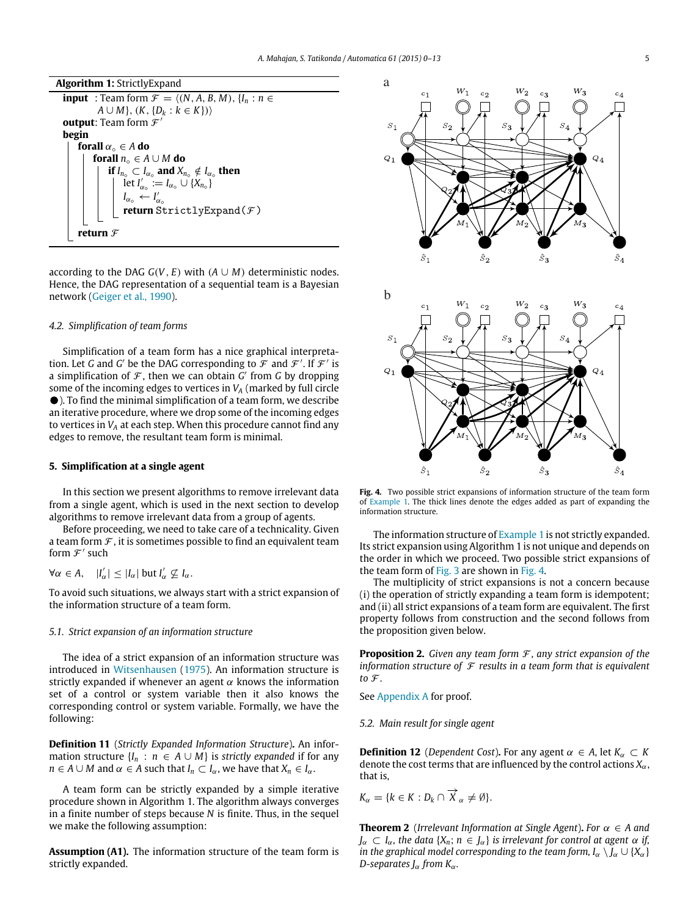**Algorithm 1:** StrictlyExpand

```
input  : Team form 𝓕 = ⟨(N, A, B, M), {I_n : n ∈ A ∪ M}, (K, {D_k : k ∈ K})⟩
output: Team form 𝓕′
begin
    forall α∘ ∈ A do
        forall n∘ ∈ A ∪ M do
            if I_{n∘} ⊂ I_{α∘} and X_{n∘} ∉ I_{α∘} then
                let I′_{α∘} := I_{α∘} ∪ {X_{n∘}}
                I_{α∘} ← I′_{α∘}
                return StrictlyExpand(𝓕)
    return 𝓕
```

according to the DAG $G(V, E)$ with $(A \cup M)$ deterministic nodes. Hence, the DAG representation of a sequential team is a Bayesian network (Geiger et al., 1990).

### 4.2. Simplification of team forms

Simplification of a team form has a nice graphical interpretation. Let $G$ and $G'$ be the DAG corresponding to $\mathcal{F}$ and $\mathcal{F}'$. If $\mathcal{F}'$ is a simplification of $\mathcal{F}$, then we can obtain $G'$ from $G$ by dropping some of the incoming edges to vertices in $V_A$ (marked by full circle ●). To find the minimal simplification of a team form, we describe an iterative procedure, where we drop some of the incoming edges to vertices in $V_A$ at each step. When this procedure cannot find any edges to remove, the resultant team form is minimal.

## 5. Simplification at a single agent

In this section we present algorithms to remove irrelevant data from a single agent, which is used in the next section to develop algorithms to remove irrelevant data from a group of agents.

Before proceeding, we need to take care of a technicality. Given a team form $\mathcal{F}$, it is sometimes possible to find an equivalent team form $\mathcal{F}'$ such

$$\forall \alpha \in A, \quad |I'_\alpha| \le |I_\alpha| \text{ but } I'_\alpha \not\subseteq I_\alpha.$$

To avoid such situations, we always start with a strict expansion of the information structure of a team form.

### 5.1. Strict expansion of an information structure

The idea of a strict expansion of an information structure was introduced in Witsenhausen (1975). An information structure is strictly expanded if whenever an agent $\alpha$ knows the information set of a control or system variable then it also knows the corresponding control or system variable. Formally, we have the following:

**Definition 11** (*Strictly Expanded Information Structure*)**.** An information structure $\{I_n : n \in A \cup M\}$ is *strictly expanded* if for any $n \in A \cup M$ and $\alpha \in A$ such that $I_n \subset I_\alpha$, we have that $X_n \in I_\alpha$.

A team form can be strictly expanded by a simple iterative procedure shown in Algorithm 1. The algorithm always converges in a finite number of steps because $N$ is finite. Thus, in the sequel we make the following assumption:

**Assumption (A1).** The information structure of the team form is strictly expanded.

**Fig. 4.** Two possible strict expansions of information structure of the team form of Example 1. The thick lines denote the edges added as part of expanding the information structure.

The information structure of Example 1 is not strictly expanded. Its strict expansion using Algorithm 1 is not unique and depends on the order in which we proceed. Two possible strict expansions of the team form of Fig. 3 are shown in Fig. 4.

The multiplicity of strict expansions is not a concern because (i) the operation of strictly expanding a team form is idempotent; and (ii) all strict expansions of a team form are equivalent. The first property follows from construction and the second follows from the proposition given below.

**Proposition 2.** *Given any team form $\mathcal{F}$, any strict expansion of the information structure of $\mathcal{F}$ results in a team form that is equivalent to $\mathcal{F}$.*

See Appendix A for proof.

### 5.2. Main result for single agent

**Definition 12** (*Dependent Cost*)**.** For any agent $\alpha \in A$, let $K_\alpha \subset K$ denote the cost terms that are influenced by the control actions $X_\alpha$, that is,

$$K_\alpha = \{k \in K : D_k \cap \overrightarrow{X}_\alpha \neq \emptyset\}.$$

**Theorem 2** (*Irrelevant Information at Single Agent*)**.** *For $\alpha \in A$ and $J_\alpha \subset I_\alpha$, the data $\{X_n; n \in J_\alpha\}$ is irrelevant for control at agent $\alpha$ if, in the graphical model corresponding to the team form, $I_\alpha \setminus J_\alpha \cup \{X_\alpha\}$ D-separates $J_\alpha$ from $K_\alpha$.*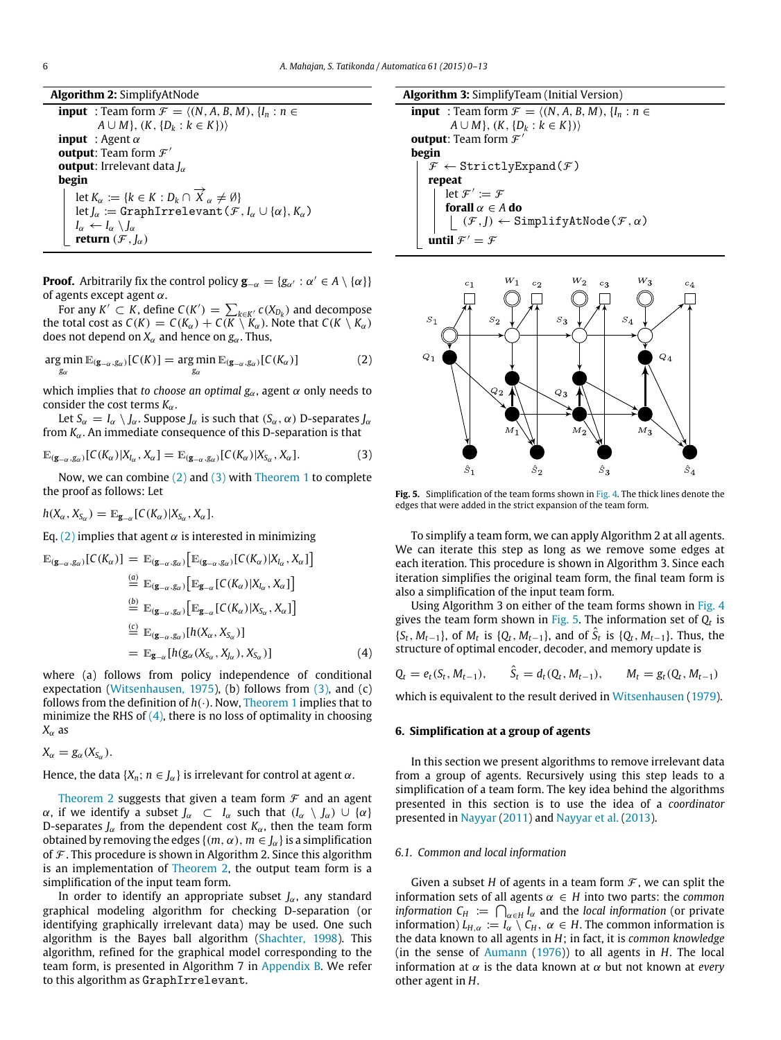**Algorithm 2:** SimplifyAtNode

**input** : Team form $\mathcal{F} = \langle (N, A, B, M), \{I_n : n \in A \cup M\}, (K, \{D_k : k \in K\}) \rangle$
**input** : Agent $\alpha$
**output**: Team form $\mathcal{F}'$
**output**: Irrelevant data $J_\alpha$
**begin**
  let $K_\alpha := \{k \in K : D_k \cap \overrightarrow{X}_\alpha \neq \emptyset\}$
  let $J_\alpha :=$ `GraphIrrelevant`$(\mathcal{F}, I_\alpha \cup \{\alpha\}, K_\alpha)$
  $I_\alpha \leftarrow I_\alpha \setminus J_\alpha$
  **return** $(\mathcal{F}, J_\alpha)$

**Proof.** Arbitrarily fix the control policy $\mathbf{g}_{-\alpha} = \{g_{\alpha'} : \alpha' \in A \setminus \{\alpha\}\}$ of agents except agent $\alpha$.

For any $K' \subset K$, define $C(K') = \sum_{k \in K'} c(X_{D_k})$ and decompose the total cost as $C(K) = C(K_\alpha) + C(K \setminus K_\alpha)$. Note that $C(K \setminus K_\alpha)$ does not depend on $X_\alpha$ and hence on $g_\alpha$. Thus,

$$\arg\min_{g_\alpha} \mathbb{E}^{(\mathbf{g}_{-\alpha}, g_\alpha)}[C(K)] = \arg\min_{g_\alpha} \mathbb{E}^{(\mathbf{g}_{-\alpha}, g_\alpha)}[C(K_\alpha)] \tag{2}$$

which implies that *to choose an optimal* $g_\alpha$, agent $\alpha$ only needs to consider the cost terms $K_\alpha$.

Let $S_\alpha = I_\alpha \setminus J_\alpha$. Suppose $J_\alpha$ is such that $(S_\alpha, \alpha)$ D-separates $J_\alpha$ from $K_\alpha$. An immediate consequence of this D-separation is that

$$\mathbb{E}^{(\mathbf{g}_{-\alpha}, g_\alpha)}[C(K_\alpha) | X_{I_\alpha}, X_\alpha] = \mathbb{E}^{(\mathbf{g}_{-\alpha}, g_\alpha)}[C(K_\alpha) | X_{S_\alpha}, X_\alpha]. \tag{3}$$

Now, we can combine (2) and (3) with Theorem 1 to complete the proof as follows: Let

$$h(X_\alpha, X_{S_\alpha}) = \mathbb{E}^{\mathbf{g}_{-\alpha}}[C(K_\alpha) | X_{S_\alpha}, X_\alpha].$$

Eq. (2) implies that agent $\alpha$ is interested in minimizing

$$\begin{aligned}
\mathbb{E}^{(\mathbf{g}_{-\alpha}, g_\alpha)}[C(K_\alpha)] &= \mathbb{E}^{(\mathbf{g}_{-\alpha}, g_\alpha)}\big[\mathbb{E}^{(\mathbf{g}_{-\alpha}, g_\alpha)}[C(K_\alpha) | X_{I_\alpha}, X_\alpha]\big] \\
&\stackrel{(a)}{=} \mathbb{E}^{(\mathbf{g}_{-\alpha}, g_\alpha)}\big[\mathbb{E}^{\mathbf{g}_{-\alpha}}[C(K_\alpha) | X_{I_\alpha}, X_\alpha]\big] \\
&\stackrel{(b)}{=} \mathbb{E}^{(\mathbf{g}_{-\alpha}, g_\alpha)}\big[\mathbb{E}^{\mathbf{g}_{-\alpha}}[C(K_\alpha) | X_{S_\alpha}, X_\alpha]\big] \\
&\stackrel{(c)}{=} \mathbb{E}^{(\mathbf{g}_{-\alpha}, g_\alpha)}[h(X_\alpha, X_{S_\alpha})] \\
&= \mathbb{E}^{\mathbf{g}_{-\alpha}}[h(g_\alpha(X_{S_\alpha}, X_{J_\alpha}), X_{S_\alpha})]
\end{aligned} \tag{4}$$

where (a) follows from policy independence of conditional expectation (Witsenhausen, 1975), (b) follows from (3), and (c) follows from the definition of $h(\cdot)$. Now, Theorem 1 implies that to minimize the RHS of (4), there is no loss of optimality in choosing $X_\alpha$ as

$$X_\alpha = g_\alpha(X_{S_\alpha}).$$

Hence, the data $\{X_n; n \in J_\alpha\}$ is irrelevant for control at agent $\alpha$.

Theorem 2 suggests that given a team form $\mathcal{F}$ and an agent $\alpha$, if we identify a subset $J_\alpha \subset I_\alpha$ such that $(I_\alpha \setminus J_\alpha) \cup \{\alpha\}$ D-separates $J_\alpha$ from the dependent cost $K_\alpha$, then the team form obtained by removing the edges $\{(m, \alpha), m \in J_\alpha\}$ is a simplification of $\mathcal{F}$. This procedure is shown in Algorithm 2. Since this algorithm is an implementation of Theorem 2, the output team form is a simplification of the input team form.

In order to identify an appropriate subset $J_\alpha$, any standard graphical modeling algorithm for checking D-separation (or identifying graphically irrelevant data) may be used. One such algorithm is the Bayes ball algorithm (Shachter, 1998). This algorithm, refined for the graphical model corresponding to the team form, is presented in Algorithm 7 in Appendix B. We refer to this algorithm as `GraphIrrelevant`.

**Algorithm 3:** SimplifyTeam (Initial Version)

**input** : Team form $\mathcal{F} = \langle (N, A, B, M), \{I_n : n \in A \cup M\}, (K, \{D_k : k \in K\}) \rangle$
**output**: Team form $\mathcal{F}'$
**begin**
  $\mathcal{F} \leftarrow$ `StrictlyExpand`$(\mathcal{F})$
  **repeat**
    let $\mathcal{F}' := \mathcal{F}$
    **forall** $\alpha \in A$ **do**
      $(\mathcal{F}, J) \leftarrow$ `SimplifyAtNode`$(\mathcal{F}, \alpha)$
  **until** $\mathcal{F}' = \mathcal{F}$

**Fig. 5.** Simplification of the team forms shown in Fig. 4. The thick lines denote the edges that were added in the strict expansion of the team form.

To simplify a team form, we can apply Algorithm 2 at all agents. We can iterate this step as long as we remove some edges at each iteration. This procedure is shown in Algorithm 3. Since each iteration simplifies the original team form, the final team form is also a simplification of the input team form.

Using Algorithm 3 on either of the team forms shown in Fig. 4 gives the team form shown in Fig. 5. The information set of $Q_t$ is $\{S_t, M_{t-1}\}$, of $M_t$ is $\{Q_t, M_{t-1}\}$, and of $\hat{S}_t$ is $\{Q_t, M_{t-1}\}$. Thus, the structure of optimal encoder, decoder, and memory update is

$$Q_t = e_t(S_t, M_{t-1}), \qquad \hat{S}_t = d_t(Q_t, M_{t-1}), \qquad M_t = g_t(Q_t, M_{t-1})$$

which is equivalent to the result derived in Witsenhausen (1979).

## 6. Simplification at a group of agents

In this section we present algorithms to remove irrelevant data from a group of agents. Recursively using this step leads to a simplification of a team form. The key idea behind the algorithms presented in this section is to use the idea of a *coordinator* presented in Nayyar (2011) and Nayyar et al. (2013).

### 6.1. Common and local information

Given a subset $H$ of agents in a team form $\mathcal{F}$, we can split the information sets of all agents $\alpha \in H$ into two parts: the *common information* $C_H := \bigcap_{\alpha \in H} I_\alpha$ and the *local information* (or private information) $L_{H,\alpha} := I_\alpha \setminus C_H$, $\alpha \in H$. The common information is the data known to all agents in $H$; in fact, it is *common knowledge* (in the sense of Aumann (1976)) to all agents in $H$. The local information at $\alpha$ is the data known at $\alpha$ but not known at *every* other agent in $H$.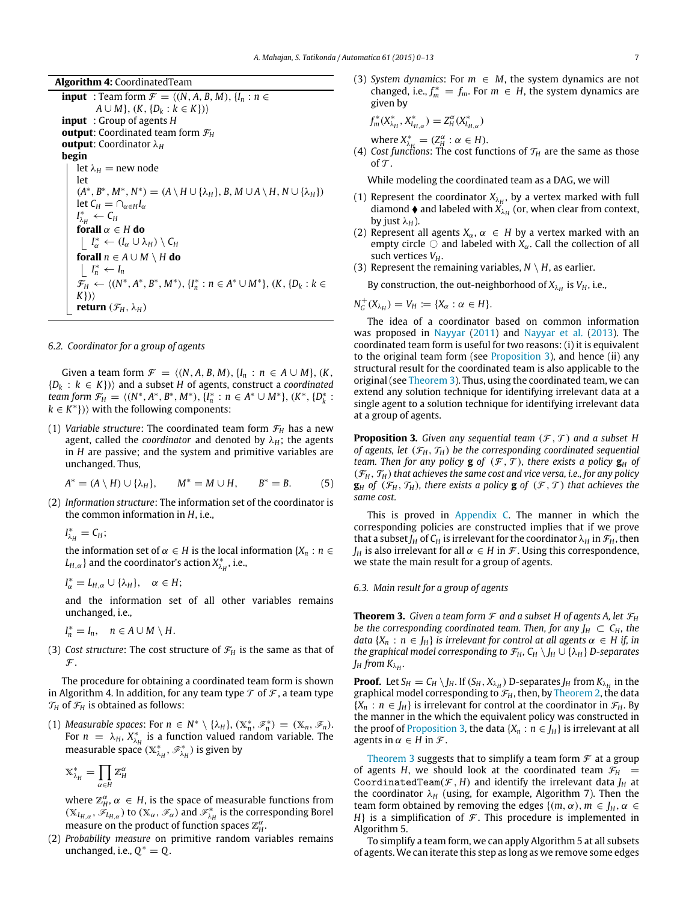**Algorithm 4:** CoordinatedTeam

```
input  : Team form 𝓕 = ⟨(N, A, B, M), {I_n : n ∈ A ∪ M}, (K, {D_k : k ∈ K})⟩
input  : Group of agents H
output : Coordinated team form 𝓕_H
output : Coordinator λ_H
begin
    let λ_H = new node
    let (A*, B*, M*, N*) = (A \ H ∪ {λ_H}, B, M ∪ A \ H, N ∪ {λ_H})
    let C_H = ∩_{α∈H} I_α
    I*_{λ_H} ← C_H
    forall α ∈ H do
        I*_α ← (I_α ∪ λ_H) \ C_H
    forall n ∈ A ∪ M \ H do
        I*_n ← I_n
    𝓕_H ← ⟨(N*, A*, B*, M*), {I*_n : n ∈ A* ∪ M*}, (K, {D_k : k ∈ K})⟩
    return (𝓕_H, λ_H)
```

### 6.2. Coordinator for a group of agents

Given a team form $\mathcal{F} = \langle (N, A, B, M), \{I_n : n \in A \cup M\}, (K, \{D_k : k \in K\})\rangle$ and a subset $H$ of agents, construct a *coordinated team form* $\mathcal{F}_H = \langle (N^*, A^*, B^*, M^*), \{I^*_n : n \in A^* \cup M^*\}, (K^*, \{D^*_k : k \in K^*\})\rangle$ with the following components:

(1) *Variable structure*: The coordinated team form $\mathcal{F}_H$ has a new agent, called the *coordinator* and denoted by $\lambda_H$; the agents in $H$ are passive; and the system and primitive variables are unchanged. Thus,

$$A^* = (A \setminus H) \cup \{\lambda_H\}, \qquad M^* = M \cup H, \qquad B^* = B. \tag{5}$$

(2) *Information structure*: The information set of the coordinator is the common information in $H$, i.e.,

$$I^*_{\lambda_H} = C_H;$$

the information set of $\alpha \in H$ is the local information $\{X_n : n \in L_{H,\alpha}\}$ and the coordinator's action $X^*_{\lambda_H}$, i.e.,

$$I^*_\alpha = L_{H,\alpha} \cup \{\lambda_H\}, \quad \alpha \in H;$$

and the information set of all other variables remains unchanged, i.e.,

$$I^*_n = I_n, \quad n \in A \cup M \setminus H.$$

(3) *Cost structure*: The cost structure of $\mathcal{F}_H$ is the same as that of $\mathcal{F}$.

The procedure for obtaining a coordinated team form is shown in Algorithm 4. In addition, for any team type $\mathcal{T}$ of $\mathcal{F}$, a team type $\mathcal{T}_H$ of $\mathcal{F}_H$ is obtained as follows:

(1) *Measurable spaces*: For $n \in N^* \setminus \{\lambda_H\}$, $(\mathbb{X}^*_n, \mathscr{F}^*_n) = (\mathbb{X}_n, \mathscr{F}_n)$. For $n = \lambda_H$, $X^*_{\lambda_H}$ is a function valued random variable. The measurable space $(\mathbb{X}^*_{\lambda_H}, \mathscr{F}^*_{\lambda_H})$ is given by

$$\mathbb{X}^*_{\lambda_H} = \prod_{\alpha \in H} \mathbb{Z}^\alpha_H$$

where $\mathbb{Z}^\alpha_H$, $\alpha \in H$, is the space of measurable functions from $(\mathbb{X}_{L_{H,\alpha}}, \mathscr{F}_{L_{H,\alpha}})$ to $(\mathbb{X}_\alpha, \mathscr{F}_\alpha)$ and $\mathscr{F}^*_{\lambda_H}$ is the corresponding Borel measure on the product of function spaces $\mathbb{Z}^\alpha_H$.

(2) *Probability measure* on primitive random variables remains unchanged, i.e., $Q^* = Q$.

(3) *System dynamics*: For $m \in M$, the system dynamics are not changed, i.e., $f^*_m = f_m$. For $m \in H$, the system dynamics are given by

$$f^*_m(X^*_{\lambda_H}, X^*_{L_{H,\alpha}}) = Z^\alpha_H(X^*_{L_{H,\alpha}})$$

where $X^*_{\lambda_H} = (Z^\alpha_H : \alpha \in H)$.

(4) *Cost functions*: The cost functions of $\mathcal{T}_H$ are the same as those of $\mathcal{T}$.

While modeling the coordinated team as a DAG, we will

(1) Represent the coordinator $X_{\lambda_H}$ by a vertex marked with full diamond ◆ and labeled with $X_{\lambda_H}$ (or, when clear from context, by just $\lambda_H$).
(2) Represent all agents $X_\alpha$, $\alpha \in H$ by a vertex marked with an empty circle ○ and labeled with $X_\alpha$. Call the collection of all such vertices $V_H$.
(3) Represent the remaining variables, $N \setminus H$, as earlier.

By construction, the out-neighborhood of $X_{\lambda_H}$ is $V_H$, i.e.,

$$N^+_G(X_{\lambda_H}) = V_H := \{X_\alpha : \alpha \in H\}.$$

The idea of a coordinator based on common information was proposed in Nayyar (2011) and Nayyar et al. (2013). The coordinated team form is useful for two reasons: (i) it is equivalent to the original team form (see Proposition 3), and hence (ii) any structural result for the coordinated team is also applicable to the original (see Theorem 3). Thus, using the coordinated team, we can extend any solution technique for identifying irrelevant data at a single agent to a solution technique for identifying irrelevant data at a group of agents.

**Proposition 3.** *Given any sequential team $(\mathcal{F}, \mathcal{T})$ and a subset $H$ of agents, let $(\mathcal{F}_H, \mathcal{T}_H)$ be the corresponding coordinated sequential team. Then for any policy $\mathbf{g}$ of $(\mathcal{F}, \mathcal{T})$, there exists a policy $\mathbf{g}_H$ of $(\mathcal{F}_H, \mathcal{T}_H)$ that achieves the same cost and vice versa, i.e., for any policy $\mathbf{g}_H$ of $(\mathcal{F}_H, \mathcal{T}_H)$, there exists a policy $\mathbf{g}$ of $(\mathcal{F}, \mathcal{T})$ that achieves the same cost.*

This is proved in Appendix C. The manner in which the corresponding policies are constructed implies that if we prove that a subset $J_H$ of $C_H$ is irrelevant for the coordinator $\lambda_H$ in $\mathcal{F}_H$, then $J_H$ is also irrelevant for all $\alpha \in H$ in $\mathcal{F}$. Using this correspondence, we state the main result for a group of agents.

### 6.3. Main result for a group of agents

**Theorem 3.** *Given a team form $\mathcal{F}$ and a subset $H$ of agents $A$, let $\mathcal{F}_H$ be the corresponding coordinated team. Then, for any $J_H \subset C_H$, the data $\{X_n : n \in J_H\}$ is irrelevant for control at all agents $\alpha \in H$ if, in the graphical model corresponding to $\mathcal{F}_H$, $C_H \setminus J_H \cup \{\lambda_H\}$ D-separates $J_H$ from $K_{\lambda_H}$.*

**Proof.** Let $S_H = C_H \setminus J_H$. If $(S_H, X_{\lambda_H})$ D-separates $J_H$ from $K_{\lambda_H}$ in the graphical model corresponding to $\mathcal{F}_H$, then, by Theorem 2, the data $\{X_n : n \in J_H\}$ is irrelevant for control at the coordinator in $\mathcal{F}_H$. By the manner in the which the equivalent policy was constructed in the proof of Proposition 3, the data $\{X_n : n \in J_H\}$ is irrelevant at all agents in $\alpha \in H$ in $\mathcal{F}$.

Theorem 3 suggests that to simplify a team form $\mathcal{F}$ at a group of agents $H$, we should look at the coordinated team $\mathcal{F}_H$ = `CoordinatedTeam`$(\mathcal{F}, H)$ and identify the irrelevant data $J_H$ at the coordinator $\lambda_H$ (using, for example, Algorithm 7). Then the team form obtained by removing the edges $\{(m, \alpha), m \in J_H, \alpha \in H\}$ is a simplification of $\mathcal{F}$. This procedure is implemented in Algorithm 5.

To simplify a team form, we can apply Algorithm 5 at all subsets of agents. We can iterate this step as long as we remove some edges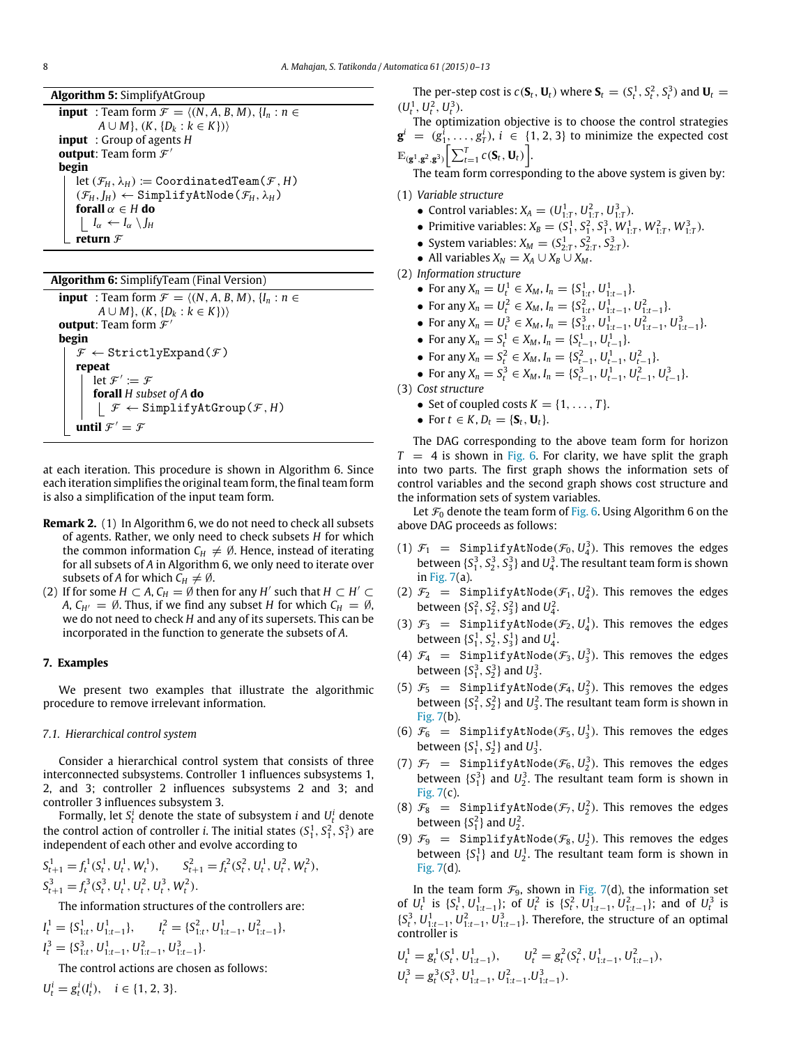**Algorithm 5:** SimplifyAtGroup

```
input  : Team form 𝓕 = ⟨(N, A, B, M), {I_n : n ∈ A ∪ M}, (K, {D_k : k ∈ K})⟩
input  : Group of agents H
output: Team form 𝓕'
begin
    let (𝓕_H, λ_H) := CoordinatedTeam(𝓕, H)
    (𝓕_H, J_H) ← SimplifyAtNode(𝓕_H, λ_H)
    forall α ∈ H do
        I_α ← I_α \ J_H
    return 𝓕
```

**Algorithm 6:** SimplifyTeam (Final Version)

```
input  : Team form 𝓕 = ⟨(N, A, B, M), {I_n : n ∈ A ∪ M}, (K, {D_k : k ∈ K})⟩
output: Team form 𝓕'
begin
    𝓕 ← StrictlyExpand(𝓕)
    repeat
        let 𝓕' := 𝓕
        forall H subset of A do
            𝓕 ← SimplifyAtGroup(𝓕, H)
    until 𝓕' = 𝓕
```

at each iteration. This procedure is shown in Algorithm 6. Since each iteration simplifies the original team form, the final team form is also a simplification of the input team form.

**Remark 2.** (1) In Algorithm 6, we do not need to check all subsets of agents. Rather, we only need to check subsets $H$ for which the common information $C_H \neq \emptyset$. Hence, instead of iterating for all subsets of $A$ in Algorithm 6, we only need to iterate over subsets of $A$ for which $C_H \neq \emptyset$.

(2) If for some $H \subset A$, $C_H = \emptyset$ then for any $H'$ such that $H \subset H' \subset A$, $C_{H'} = \emptyset$. Thus, if we find any subset $H$ for which $C_H = \emptyset$, we do not need to check $H$ and any of its supersets. This can be incorporated in the function to generate the subsets of $A$.

## 7. Examples

We present two examples that illustrate the algorithmic procedure to remove irrelevant information.

### 7.1. Hierarchical control system

Consider a hierarchical control system that consists of three interconnected subsystems. Controller 1 influences subsystems 1, 2, and 3; controller 2 influences subsystems 2 and 3; and controller 3 influences subsystem 3.

Formally, let $S^i_t$ denote the state of subsystem $i$ and $U^i_t$ denote the control action of controller $i$. The initial states $(S^1_1, S^2_1, S^3_1)$ are independent of each other and evolve according to

$$S^1_{t+1} = f^1_t(S^1_t, U^1_t, W^1_t), \qquad S^2_{t+1} = f^2_t(S^2_t, U^1_t, U^2_t, W^2_t),$$
$$S^3_{t+1} = f^3_t(S^3_t, U^1_t, U^2_t, U^3_t, W^2_t).$$

The information structures of the controllers are:

$$I^1_t = \{S^1_{1:t}, U^1_{1:t-1}\}, \qquad I^2_t = \{S^2_{1:t}, U^1_{1:t-1}, U^2_{1:t-1}\},$$
$$I^3_t = \{S^3_{1:t}, U^1_{1:t-1}, U^2_{1:t-1}, U^3_{1:t-1}\}.$$

The control actions are chosen as follows:

$$U^i_t = g^i_t(I^i_t), \quad i \in \{1, 2, 3\}.$$

The per-step cost is $c(\mathbf{S}_t, \mathbf{U}_t)$ where $\mathbf{S}_t = (S^1_t, S^2_t, S^3_t)$ and $\mathbf{U}_t = (U^1_t, U^2_t, U^3_t)$.

The optimization objective is to choose the control strategies $\mathbf{g}^i = (g^i_1, \dots, g^i_T)$, $i \in \{1, 2, 3\}$ to minimize the expected cost $\mathbb{E}_{(\mathbf{g}^1,\mathbf{g}^2,\mathbf{g}^3)}\left[\sum_{t=1}^T c(\mathbf{S}_t, \mathbf{U}_t)\right]$.

The team form corresponding to the above system is given by:

(1) *Variable structure*
- Control variables: $X_A = (U^1_{1:T}, U^2_{1:T}, U^3_{1:T})$.
- Primitive variables: $X_B = (S^1_1, S^2_1, S^3_1, W^1_{1:T}, W^2_{1:T}, W^3_{1:T})$.
- System variables: $X_M = (S^1_{2:T}, S^2_{2:T}, S^3_{2:T})$.
- All variables $X_N = X_A \cup X_B \cup X_M$.

(2) *Information structure*
- For any $X_n = U^1_t \in X_M$, $I_n = \{S^1_{1:t}, U^1_{1:t-1}\}$.
- For any $X_n = U^2_t \in X_M$, $I_n = \{S^2_{1:t}, U^1_{1:t-1}, U^2_{1:t-1}\}$.
- For any $X_n = U^3_t \in X_M$, $I_n = \{S^3_{1:t}, U^1_{1:t-1}, U^2_{1:t-1}, U^3_{1:t-1}\}$.
- For any $X_n = S^1_t \in X_M$, $I_n = \{S^1_{t-1}, U^1_{t-1}\}$.
- For any $X_n = S^2_t \in X_M$, $I_n = \{S^2_{t-1}, U^1_{t-1}, U^2_{t-1}\}$.
- For any $X_n = S^3_t \in X_M$, $I_n = \{S^3_{t-1}, U^1_{t-1}, U^2_{t-1}, U^3_{t-1}\}$.

(3) *Cost structure*
- Set of coupled costs $K = \{1, \dots, T\}$.
- For $t \in K$, $D_t = \{\mathbf{S}_t, \mathbf{U}_t\}$.

The DAG corresponding to the above team form for horizon $T = 4$ is shown in Fig. 6. For clarity, we have split the graph into two parts. The first graph shows the information sets of control variables and the second graph shows cost structure and the information sets of system variables.

Let $\mathcal{F}_0$ denote the team form of Fig. 6. Using Algorithm 6 on the above DAG proceeds as follows:

(1) $\mathcal{F}_1 = \texttt{SimplifyAtNode}(\mathcal{F}_0, U^3_4)$. This removes the edges between $\{S^3_1, S^3_2, S^3_3\}$ and $U^3_4$. The resultant team form is shown in Fig. 7(a).

(2) $\mathcal{F}_2 = \texttt{SimplifyAtNode}(\mathcal{F}_1, U^2_4)$. This removes the edges between $\{S^2_1, S^2_2, S^2_3\}$ and $U^2_4$.

(3) $\mathcal{F}_3 = \texttt{SimplifyAtNode}(\mathcal{F}_2, U^1_4)$. This removes the edges between $\{S^1_1, S^1_2, S^1_3\}$ and $U^1_4$.

(4) $\mathcal{F}_4 = \texttt{SimplifyAtNode}(\mathcal{F}_3, U^3_3)$. This removes the edges between $\{S^3_1, S^3_2\}$ and $U^3_3$.

(5) $\mathcal{F}_5 = \texttt{SimplifyAtNode}(\mathcal{F}_4, U^2_3)$. This removes the edges between $\{S^2_1, S^2_2\}$ and $U^2_3$. The resultant team form is shown in Fig. 7(b).

(6) $\mathcal{F}_6 = \texttt{SimplifyAtNode}(\mathcal{F}_5, U^1_3)$. This removes the edges between $\{S^1_1, S^1_2\}$ and $U^1_3$.

(7) $\mathcal{F}_7 = \texttt{SimplifyAtNode}(\mathcal{F}_6, U^3_2)$. This removes the edges between $\{S^3_1\}$ and $U^3_2$. The resultant team form is shown in Fig. 7(c).

(8) $\mathcal{F}_8 = \texttt{SimplifyAtNode}(\mathcal{F}_7, U^2_2)$. This removes the edges between $\{S^2_1\}$ and $U^2_2$.

(9) $\mathcal{F}_9 = \texttt{SimplifyAtNode}(\mathcal{F}_8, U^1_2)$. This removes the edges between $\{S^1_1\}$ and $U^1_2$. The resultant team form is shown in Fig. 7(d).

In the team form $\mathcal{F}_9$, shown in Fig. 7(d), the information set of $U^1_t$ is $\{S^1_t, U^1_{1:t-1}\}$; of $U^2_t$ is $\{S^2_t, U^1_{1:t-1}, U^2_{1:t-1}\}$; and of $U^3_t$ is $\{S^3_t, U^1_{1:t-1}, U^2_{1:t-1}, U^3_{1:t-1}\}$. Therefore, the structure of an optimal controller is

$$U^1_t = g^1_t(S^1_t, U^1_{1:t-1}), \qquad U^2_t = g^2_t(S^2_t, U^1_{1:t-1}, U^2_{1:t-1}),$$
$$U^3_t = g^3_t(S^3_t, U^1_{1:t-1}, U^2_{1:t-1}.U^3_{1:t-1}).$$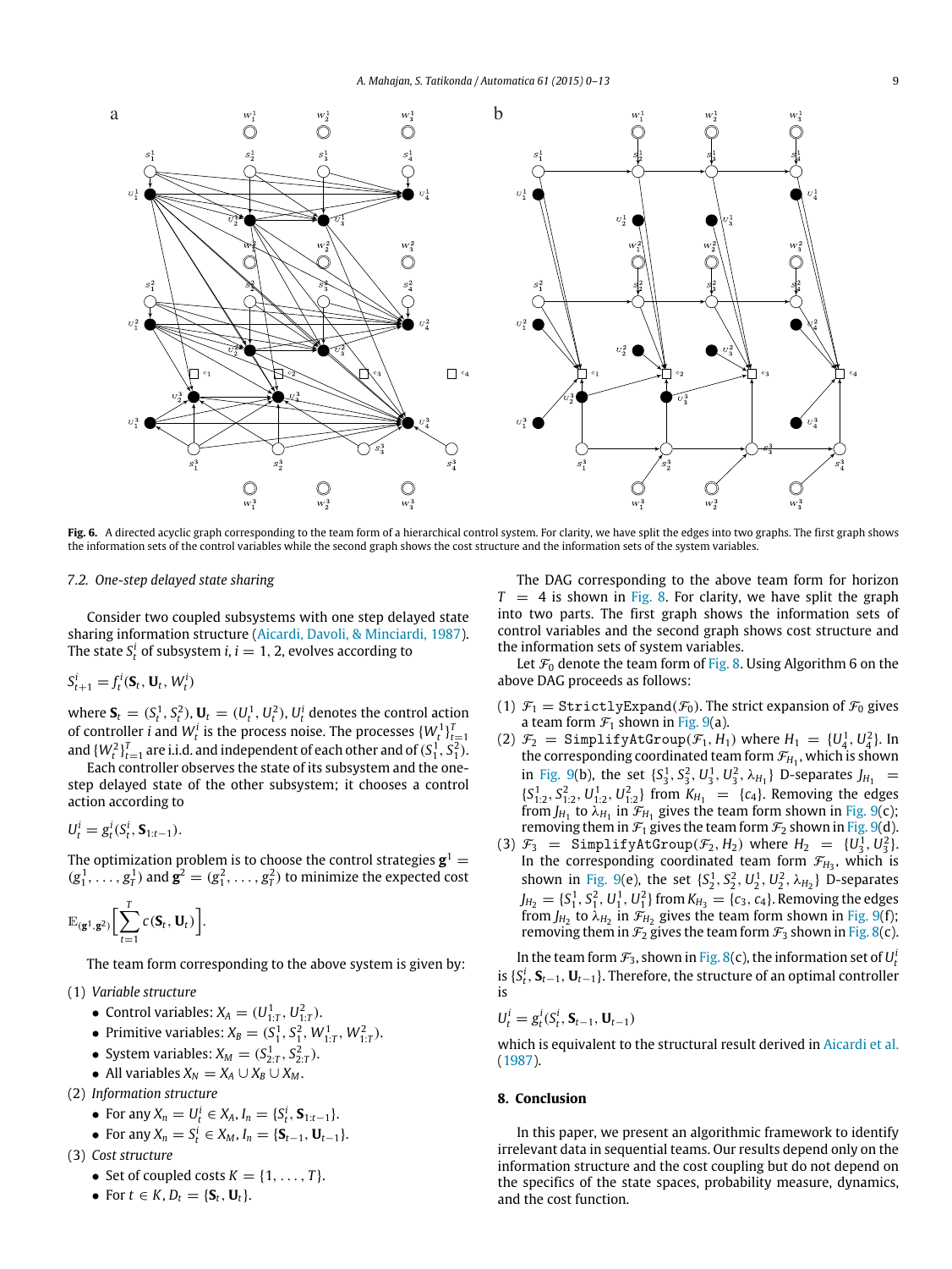**Fig. 6.** A directed acyclic graph corresponding to the team form of a hierarchical control system. For clarity, we have split the edges into two graphs. The first graph shows the information sets of the control variables while the second graph shows the cost structure and the information sets of the system variables.

### 7.2. One-step delayed state sharing

Consider two coupled subsystems with one step delayed state sharing information structure (Aicardi, Davoli, & Minciardi, 1987). The state $S_t^i$ of subsystem $i$, $i = 1, 2$, evolves according to

$$S_{t+1}^i = f_t^i(\mathbf{S}_t, \mathbf{U}_t, W_t^i)$$

where $\mathbf{S}_t = (S_t^1, S_t^2)$, $\mathbf{U}_t = (U_t^1, U_t^2)$, $U_t^i$ denotes the control action of controller $i$ and $W_t^i$ is the process noise. The processes $\{W_t^1\}_{t=1}^T$ and $\{W_t^2\}_{t=1}^T$ are i.i.d. and independent of each other and of $(S_1^1, S_1^2)$.

Each controller observes the state of its subsystem and the one-step delayed state of the other subsystem; it chooses a control action according to

$$U_t^i = g_t^i(S_t^i, \mathbf{S}_{1:t-1}).$$

The optimization problem is to choose the control strategies $\mathbf{g}^1 = (g_1^1, \ldots, g_T^1)$ and $\mathbf{g}^2 = (g_1^2, \ldots, g_T^2)$ to minimize the expected cost

$$\mathbb{E}_{(\mathbf{g}^1,\mathbf{g}^2)}\Big[\sum_{t=1}^{T} c(\mathbf{S}_t, \mathbf{U}_t)\Big].$$

The team form corresponding to the above system is given by:

(1) *Variable structure*
- Control variables: $X_A = (U_{1:T}^1, U_{1:T}^2)$.
- Primitive variables: $X_B = (S_1^1, S_1^2, W_{1:T}^1, W_{1:T}^2)$.
- System variables: $X_M = (S_{2:T}^1, S_{2:T}^2)$.
- All variables $X_N = X_A \cup X_B \cup X_M$.

(2) *Information structure*
- For any $X_n = U_t^i \in X_A$, $I_n = \{S_t^i, \mathbf{S}_{1:t-1}\}$.
- For any $X_n = S_t^i \in X_M$, $I_n = \{\mathbf{S}_{t-1}, \mathbf{U}_{t-1}\}$.

(3) *Cost structure*
- Set of coupled costs $K = \{1, \ldots, T\}$.
- For $t \in K$, $D_t = \{\mathbf{S}_t, \mathbf{U}_t\}$.

The DAG corresponding to the above team form for horizon $T = 4$ is shown in Fig. 8. For clarity, we have split the graph into two parts. The first graph shows the information sets of control variables and the second graph shows cost structure and the information sets of system variables.

Let $\mathcal{F}_0$ denote the team form of Fig. 8. Using Algorithm 6 on the above DAG proceeds as follows:

(1) $\mathcal{F}_1 = \texttt{StrictlyExpand}(\mathcal{F}_0)$. The strict expansion of $\mathcal{F}_0$ gives a team form $\mathcal{F}_1$ shown in Fig. 9(a).

(2) $\mathcal{F}_2 = \texttt{SimplifyAtGroup}(\mathcal{F}_1, H_1)$ where $H_1 = \{U_4^1, U_4^2\}$. In the corresponding coordinated team form $\mathcal{F}_{H_1}$, which is shown in Fig. 9(b), the set $\{S_3^1, S_3^2, U_3^1, U_3^2, \lambda_{H_1}\}$ D-separates $J_{H_1} = \{S_{1:2}^1, S_{1:2}^2, U_{1:2}^1, U_{1:2}^2\}$ from $K_{H_1} = \{c_4\}$. Removing the edges from $J_{H_1}$ to $\lambda_{H_1}$ in $\mathcal{F}_{H_1}$ gives the team form shown in Fig. 9(c); removing them in $\mathcal{F}_1$ gives the team form $\mathcal{F}_2$ shown in Fig. 9(d).

(3) $\mathcal{F}_3 = \texttt{SimplifyAtGroup}(\mathcal{F}_2, H_2)$ where $H_2 = \{U_3^1, U_3^2\}$. In the corresponding coordinated team form $\mathcal{F}_{H_3}$, which is shown in Fig. 9(e), the set $\{S_2^1, S_2^2, U_2^1, U_2^2, \lambda_{H_2}\}$ D-separates $J_{H_2} = \{S_1^1, S_1^2, U_1^1, U_1^2\}$ from $K_{H_3} = \{c_3, c_4\}$. Removing the edges from $J_{H_2}$ to $\lambda_{H_2}$ in $\mathcal{F}_{H_2}$ gives the team form shown in Fig. 9(f); removing them in $\mathcal{F}_2$ gives the team form $\mathcal{F}_3$ shown in Fig. 8(c).

In the team form $\mathcal{F}_3$, shown in Fig. 8(c), the information set of $U_t^i$ is $\{S_t^i, \mathbf{S}_{t-1}, \mathbf{U}_{t-1}\}$. Therefore, the structure of an optimal controller is

$$U_t^i = g_t^i(S_t^i, \mathbf{S}_{t-1}, \mathbf{U}_{t-1})$$

which is equivalent to the structural result derived in Aicardi et al. (1987).

## 8. Conclusion

In this paper, we present an algorithmic framework to identify irrelevant data in sequential teams. Our results depend only on the information structure and the cost coupling but do not depend on the specifics of the state spaces, probability measure, dynamics, and the cost function.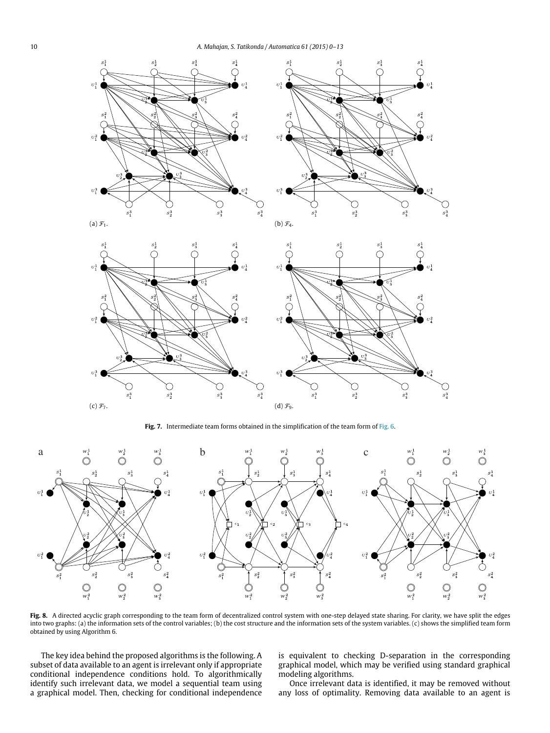(a) $\mathcal{F}_1$.

(b) $\mathcal{F}_4$.

(c) $\mathcal{F}_7$.

(d) $\mathcal{F}_9$.

**Fig. 7.** Intermediate team forms obtained in the simplification of the team form of Fig. 6.

**Fig. 8.** A directed acyclic graph corresponding to the team form of decentralized control system with one-step delayed state sharing. For clarity, we have split the edges into two graphs: (a) the information sets of the control variables; (b) the cost structure and the information sets of the system variables. (c) shows the simplified team form obtained by using Algorithm 6.

The key idea behind the proposed algorithms is the following. A subset of data available to an agent is irrelevant only if appropriate conditional independence conditions hold. To algorithmically identify such irrelevant data, we model a sequential team using a graphical model. Then, checking for conditional independence is equivalent to checking D-separation in the corresponding graphical model, which may be verified using standard graphical modeling algorithms.

Once irrelevant data is identified, it may be removed without any loss of optimality. Removing data available to an agent is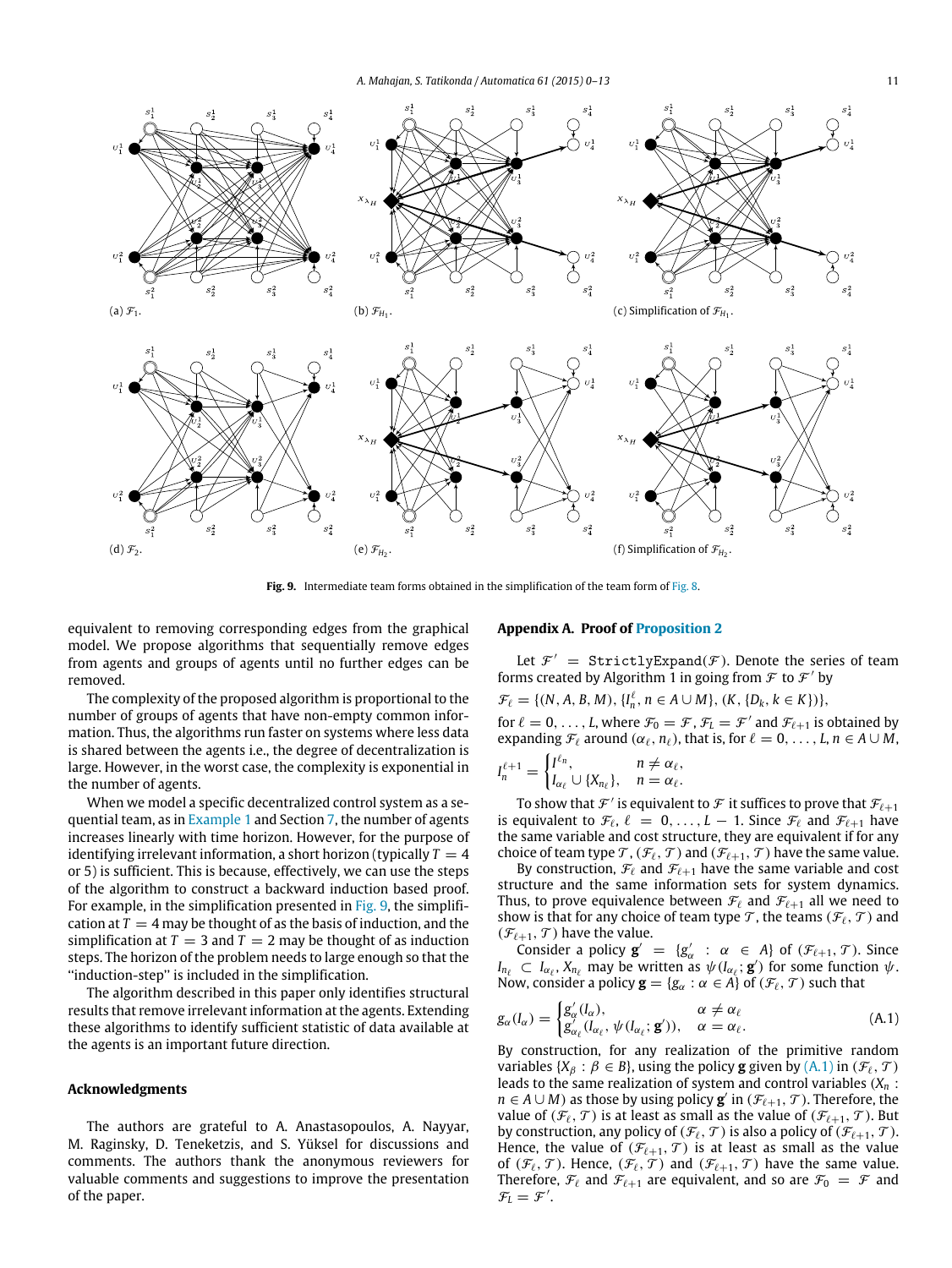(a) $\mathcal{F}_1$. (b) $\mathcal{F}_{H_1}$. (c) Simplification of $\mathcal{F}_{H_1}$.

(d) $\mathcal{F}_2$. (e) $\mathcal{F}_{H_2}$. (f) Simplification of $\mathcal{F}_{H_2}$.

**Fig. 9.** Intermediate team forms obtained in the simplification of the team form of Fig. 8.

equivalent to removing corresponding edges from the graphical model. We propose algorithms that sequentially remove edges from agents and groups of agents until no further edges can be removed.

The complexity of the proposed algorithm is proportional to the number of groups of agents that have non-empty common information. Thus, the algorithms run faster on systems where less data is shared between the agents i.e., the degree of decentralization is large. However, in the worst case, the complexity is exponential in the number of agents.

When we model a specific decentralized control system as a sequential team, as in Example 1 and Section 7, the number of agents increases linearly with time horizon. However, for the purpose of identifying irrelevant information, a short horizon (typically $T = 4$ or 5) is sufficient. This is because, effectively, we can use the steps of the algorithm to construct a backward induction based proof. For example, in the simplification presented in Fig. 9, the simplification at $T = 4$ may be thought of as the basis of induction, and the simplification at $T = 3$ and $T = 2$ may be thought of as induction steps. The horizon of the problem needs to large enough so that the "induction-step" is included in the simplification.

The algorithm described in this paper only identifies structural results that remove irrelevant information at the agents. Extending these algorithms to identify sufficient statistic of data available at the agents is an important future direction.

## Acknowledgments

The authors are grateful to A. Anastasopoulos, A. Nayyar, M. Raginsky, D. Teneketzis, and S. Yüksel for discussions and comments. The authors thank the anonymous reviewers for valuable comments and suggestions to improve the presentation of the paper.

## Appendix A. Proof of Proposition 2

Let $\mathcal{F}' = \texttt{StrictlyExpand}(\mathcal{F})$. Denote the series of team forms created by Algorithm 1 in going from $\mathcal{F}$ to $\mathcal{F}'$ by

$$\mathcal{F}_\ell = \{(N, A, B, M), \{I^\ell_n, n \in A \cup M\}, (K, \{D_k, k \in K\})\},$$

for $\ell = 0, \dots, L$, where $\mathcal{F}_0 = \mathcal{F}$, $\mathcal{F}_L = \mathcal{F}'$ and $\mathcal{F}_{\ell+1}$ is obtained by expanding $\mathcal{F}_\ell$ around $(\alpha_\ell, n_\ell)$, that is, for $\ell = 0, \dots, L$, $n \in A \cup M$,

$$I^{\ell+1}_n = \begin{cases} I^{\ell_n}, & n \neq \alpha_\ell, \\ I_{\alpha_\ell} \cup \{X_{n_\ell}\}, & n = \alpha_\ell. \end{cases}$$

To show that $\mathcal{F}'$ is equivalent to $\mathcal{F}$ it suffices to prove that $\mathcal{F}_{\ell+1}$ is equivalent to $\mathcal{F}_\ell$, $\ell = 0, \dots, L-1$. Since $\mathcal{F}_\ell$ and $\mathcal{F}_{\ell+1}$ have the same variable and cost structure, they are equivalent if for any choice of team type $\mathcal{T}$, $(\mathcal{F}_\ell, \mathcal{T})$ and $(\mathcal{F}_{\ell+1}, \mathcal{T})$ have the same value.

By construction, $\mathcal{F}_\ell$ and $\mathcal{F}_{\ell+1}$ have the same variable and cost structure and the same information sets for system dynamics. Thus, to prove equivalence between $\mathcal{F}_\ell$ and $\mathcal{F}_{\ell+1}$ all we need to show is that for any choice of team type $\mathcal{T}$, the teams $(\mathcal{F}_\ell, \mathcal{T})$ and $(\mathcal{F}_{\ell+1}, \mathcal{T})$ have the value.

Consider a policy $\mathbf{g}' = \{g'_\alpha : \alpha \in A\}$ of $(\mathcal{F}_{\ell+1}, \mathcal{T})$. Since $I_{n_\ell} \subset I_{\alpha_\ell}$, $X_{n_\ell}$ may be written as $\psi(I_{\alpha_\ell}; \mathbf{g}')$ for some function $\psi$. Now, consider a policy $\mathbf{g} = \{g_\alpha : \alpha \in A\}$ of $(\mathcal{F}_\ell, \mathcal{T})$ such that

$$g_\alpha(I_\alpha) = \begin{cases} g'_\alpha(I_\alpha), & \alpha \neq \alpha_\ell \\ g'_{\alpha_\ell}(I_{\alpha_\ell}, \psi(I_{\alpha_\ell}; \mathbf{g}')), & \alpha = \alpha_\ell. \end{cases} \tag{A.1}$$

By construction, for any realization of the primitive random variables $\{X_\beta : \beta \in B\}$, using the policy $\mathbf{g}$ given by (A.1) in $(\mathcal{F}_\ell, \mathcal{T})$ leads to the same realization of system and control variables $(X_n : n \in A \cup M)$ as those by using policy $\mathbf{g}'$ in $(\mathcal{F}_{\ell+1}, \mathcal{T})$. Therefore, the value of $(\mathcal{F}_\ell, \mathcal{T})$ is at least as small as the value of $(\mathcal{F}_{\ell+1}, \mathcal{T})$. But by construction, any policy of $(\mathcal{F}_\ell, \mathcal{T})$ is also a policy of $(\mathcal{F}_{\ell+1}, \mathcal{T})$. Hence, the value of $(\mathcal{F}_{\ell+1}, \mathcal{T})$ is at least as small as the value of $(\mathcal{F}_\ell, \mathcal{T})$. Hence, $(\mathcal{F}_\ell, \mathcal{T})$ and $(\mathcal{F}_{\ell+1}, \mathcal{T})$ have the same value. Therefore, $\mathcal{F}_\ell$ and $\mathcal{F}_{\ell+1}$ are equivalent, and so are $\mathcal{F}_0 = \mathcal{F}$ and $\mathcal{F}_L = \mathcal{F}'$.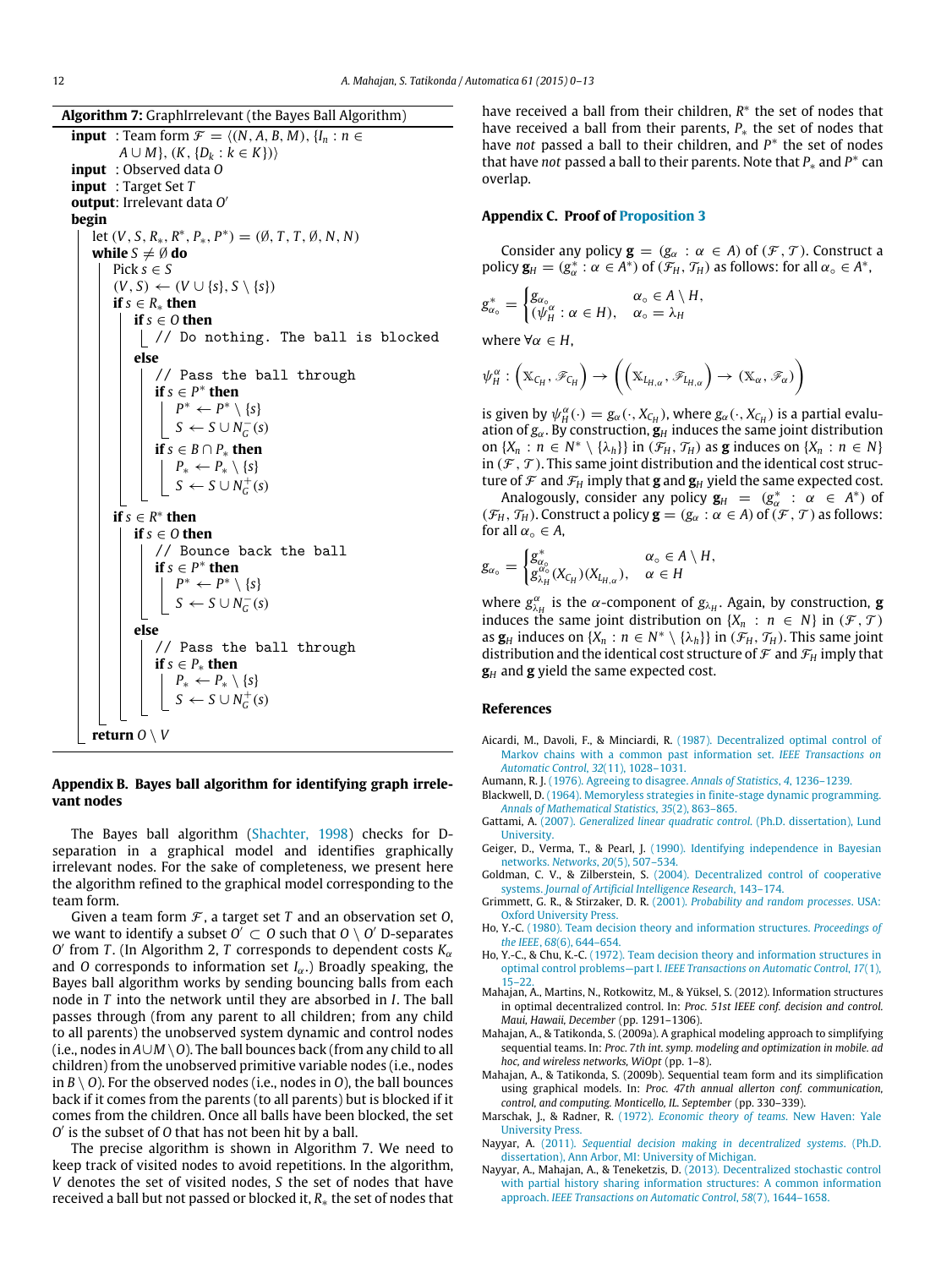**Algorithm 7:** GraphIrrelevant (the Bayes Ball Algorithm)

```
input  : Team form 𝓕 = ⟨(N, A, B, M), {I_n : n ∈ A ∪ M}, (K, {D_k : k ∈ K})⟩
input  : Observed data O
input  : Target Set T
output : Irrelevant data O′
begin
    let (V, S, R_*, R^*, P_*, P^*) = (∅, T, T, ∅, N, N)
    while S ≠ ∅ do
        Pick s ∈ S
        (V, S) ← (V ∪ {s}, S \ {s})
        if s ∈ R_* then
            if s ∈ O then
                // Do nothing. The ball is blocked
            else
                // Pass the ball through
                if s ∈ P^* then
                    P^* ← P^* \ {s}
                    S ← S ∪ N_G^-(s)
                if s ∈ B ∩ P_* then
                    P_* ← P_* \ {s}
                    S ← S ∪ N_G^+(s)
        if s ∈ R^* then
            if s ∈ O then
                // Bounce back the ball
                if s ∈ P^* then
                    P^* ← P^* \ {s}
                    S ← S ∪ N_G^-(s)
            else
                // Pass the ball through
                if s ∈ P_* then
                    P_* ← P_* \ {s}
                    S ← S ∪ N_G^+(s)
    return O \ V
```

## Appendix B. Bayes ball algorithm for identifying graph irrelevant nodes

The Bayes ball algorithm (Shachter, 1998) checks for D-separation in a graphical model and identifies graphically irrelevant nodes. For the sake of completeness, we present here the algorithm refined to the graphical model corresponding to the team form.

Given a team form $\mathcal{F}$, a target set $T$ and an observation set $O$, we want to identify a subset $O' \subset O$ such that $O \setminus O'$ D-separates $O'$ from $T$. (In Algorithm 2, $T$ corresponds to dependent costs $K_\alpha$ and $O$ corresponds to information set $I_\alpha$.) Broadly speaking, the Bayes ball algorithm works by sending bouncing balls from each node in $T$ into the network until they are absorbed in $I$. The ball passes through (from any parent to all children; from any child to all parents) the unobserved system dynamic and control nodes (i.e., nodes in $A \cup M \setminus O$). The ball bounces back (from any child to all children) from the unobserved primitive variable nodes (i.e., nodes in $B \setminus O$). For the observed nodes (i.e., nodes in $O$), the ball bounces back if it comes from the parents (to all parents) but is blocked if it comes from the children. Once all balls have been blocked, the set $O'$ is the subset of $O$ that has not been hit by a ball.

The precise algorithm is shown in Algorithm 7. We need to keep track of visited nodes to avoid repetitions. In the algorithm, $V$ denotes the set of visited nodes, $S$ the set of nodes that have received a ball but not passed or blocked it, $R_*$ the set of nodes that have received a ball from their children, $R^*$ the set of nodes that have received a ball from their parents, $P_*$ the set of nodes that have *not* passed a ball to their children, and $P^*$ the set of nodes that have *not* passed a ball to their parents. Note that $P_*$ and $P^*$ can overlap.

## Appendix C. Proof of Proposition 3

Consider any policy $\mathbf{g} = (g_\alpha : \alpha \in A)$ of $(\mathcal{F}, \mathcal{T})$. Construct a policy $\mathbf{g}_H = (g^*_\alpha : \alpha \in A^*)$ of $(\mathcal{F}_H, \mathcal{T}_H)$ as follows: for all $\alpha_\circ \in A^*$,

$$g^*_{\alpha_\circ} = \begin{cases} g_{\alpha_\circ} & \alpha_\circ \in A \setminus H, \\ (\psi^\alpha_H : \alpha \in H), & \alpha_\circ = \lambda_H \end{cases}$$

where $\forall \alpha \in H$,

$$\psi^\alpha_H : \left(\mathbb{X}_{C_H}, \mathscr{F}_{C_H}\right) \to \left(\left(\mathbb{X}_{L_{H,\alpha}}, \mathscr{F}_{L_{H,\alpha}}\right) \to (\mathbb{X}_\alpha, \mathscr{F}_\alpha)\right)$$

is given by $\psi^\alpha_H(\cdot) = g_\alpha(\cdot, X_{C_H})$, where $g_\alpha(\cdot, X_{C_H})$ is a partial evaluation of $g_\alpha$. By construction, $\mathbf{g}_H$ induces the same joint distribution on $\{X_n : n \in N^* \setminus \{\lambda_h\}\}$ in $(\mathcal{F}_H, \mathcal{T}_H)$ as $\mathbf{g}$ induces on $\{X_n : n \in N\}$ in $(\mathcal{F}, \mathcal{T})$. This same joint distribution and the identical cost structure of $\mathcal{F}$ and $\mathcal{F}_H$ imply that $\mathbf{g}$ and $\mathbf{g}_H$ yield the same expected cost.

Analogously, consider any policy $\mathbf{g}_H = (g^*_\alpha : \alpha \in A^*)$ of $(\mathcal{F}_H, \mathcal{T}_H)$. Construct a policy $\mathbf{g} = (g_\alpha : \alpha \in A)$ of $(\mathcal{F}, \mathcal{T})$ as follows: for all $\alpha_\circ \in A$,

$$g_{\alpha_\circ} = \begin{cases} g^*_{\alpha_\circ} & \alpha_\circ \in A \setminus H, \\ g^{\alpha_\circ}_{\lambda_H}(X_{C_H})(X_{L_{H,\alpha}}), & \alpha \in H \end{cases}$$

where $g^\alpha_{\lambda_H}$ is the $\alpha$-component of $g_{\lambda_H}$. Again, by construction, $\mathbf{g}$ induces the same joint distribution on $\{X_n : n \in N\}$ in $(\mathcal{F}, \mathcal{T})$ as $\mathbf{g}_H$ induces on $\{X_n : n \in N^* \setminus \{\lambda_h\}\}$ in $(\mathcal{F}_H, \mathcal{T}_H)$. This same joint distribution and the identical cost structure of $\mathcal{F}$ and $\mathcal{F}_H$ imply that $\mathbf{g}_H$ and $\mathbf{g}$ yield the same expected cost.

## References

Aicardi, M., Davoli, F., & Minciardi, R. (1987). Decentralized optimal control of Markov chains with a common past information set. *IEEE Transactions on Automatic Control*, *32*(11), 1028–1031.

Aumann, R. J. (1976). Agreeing to disagree. *Annals of Statistics*, *4*, 1236–1239.

Blackwell, D. (1964). Memoryless strategies in finite-stage dynamic programming. *Annals of Mathematical Statistics*, *35*(2), 863–865.

Gattami, A. (2007). *Generalized linear quadratic control*. (Ph.D. dissertation), Lund University.

Geiger, D., Verma, T., & Pearl, J. (1990). Identifying independence in Bayesian networks. *Networks*, *20*(5), 507–534.

Goldman, C. V., & Zilberstein, S. (2004). Decentralized control of cooperative systems. *Journal of Artificial Intelligence Research*, 143–174.

Grimmett, G. R., & Stirzaker, D. R. (2001). *Probability and random processes*. USA: Oxford University Press.

Ho, Y.-C. (1980). Team decision theory and information structures. *Proceedings of the IEEE*, *68*(6), 644–654.

Ho, Y.-C., & Chu, K.-C. (1972). Team decision theory and information structures in optimal control problems—part I. *IEEE Transactions on Automatic Control*, *17*(1), 15–22.

Mahajan, A., Martins, N., Rotkowitz, M., & Yüksel, S. (2012). Information structures in optimal decentralized control. In: *Proc. 51st IEEE conf. decision and control. Maui, Hawaii, December* (pp. 1291–1306).

Mahajan, A., & Tatikonda, S. (2009a). A graphical modeling approach to simplifying sequential teams. In: *Proc. 7th int. symp. modeling and optimization in mobile. ad hoc, and wireless networks, WiOpt* (pp. 1–8).

Mahajan, A., & Tatikonda, S. (2009b). Sequential team form and its simplification using graphical models. In: *Proc. 47th annual allerton conf. communication, control, and computing. Monticello, IL. September* (pp. 330–339).

Marschak, J., & Radner, R. (1972). *Economic theory of teams*. New Haven: Yale University Press.

Nayyar, A. (2011). *Sequential decision making in decentralized systems*. (Ph.D. dissertation), Ann Arbor, MI: University of Michigan.

Nayyar, A., Mahajan, A., & Teneketzis, D. (2013). Decentralized stochastic control with partial history sharing information structures: A common information approach. *IEEE Transactions on Automatic Control*, *58*(7), 1644–1658.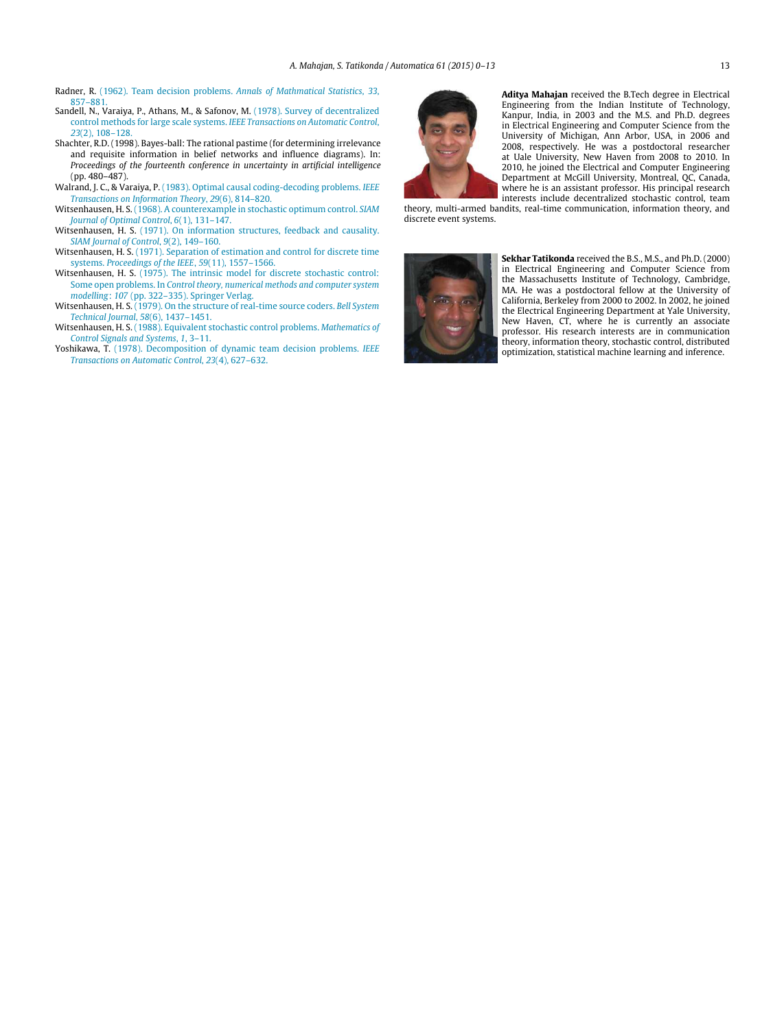Radner, R. (1962). Team decision problems. *Annals of Mathmatical Statistics*, *33*, 857–881.

Sandell, N., Varaiya, P., Athans, M., & Safonov, M. (1978). Survey of decentralized control methods for large scale systems. *IEEE Transactions on Automatic Control*, *23*(2), 108–128.

Shachter, R.D. (1998). Bayes-ball: The rational pastime (for determining irrelevance and requisite information in belief networks and influence diagrams). In: *Proceedings of the fourteenth conference in uncertainty in artificial intelligence* (pp. 480–487).

Walrand, J. C., & Varaiya, P. (1983). Optimal causal coding-decoding problems. *IEEE Transactions on Information Theory*, *29*(6), 814–820.

Witsenhausen, H. S. (1968). A counterexample in stochastic optimum control. *SIAM Journal of Optimal Control*, *6*(1), 131–147.

Witsenhausen, H. S. (1971). On information structures, feedback and causality. *SIAM Journal of Control*, *9*(2), 149–160.

Witsenhausen, H. S. (1971). Separation of estimation and control for discrete time systems. *Proceedings of the IEEE*, *59*(11), 1557–1566.

Witsenhausen, H. S. (1975). The intrinsic model for discrete stochastic control: Some open problems. In *Control theory, numerical methods and computer system modelling*: *107* (pp. 322–335). Springer Verlag.

Witsenhausen, H. S. (1979). On the structure of real-time source coders. *Bell System Technical Journal*, *58*(6), 1437–1451.

Witsenhausen, H. S. (1988). Equivalent stochastic control problems. *Mathematics of Control Signals and Systems*, *1*, 3–11.

Yoshikawa, T. (1978). Decomposition of dynamic team decision problems. *IEEE Transactions on Automatic Control*, *23*(4), 627–632.

**Aditya Mahajan** received the B.Tech degree in Electrical Engineering from the Indian Institute of Technology, Kanpur, India, in 2003 and the M.S. and Ph.D. degrees in Electrical Engineering and Computer Science from the University of Michigan, Ann Arbor, USA, in 2006 and 2008, respectively. He was a postdoctoral researcher at Uale University, New Haven from 2008 to 2010. In 2010, he joined the Electrical and Computer Engineering Department at McGill University, Montreal, QC, Canada, where he is an assistant professor. His principal research interests include decentralized stochastic control, team theory, multi-armed bandits, real-time communication, information theory, and discrete event systems.

**Sekhar Tatikonda** received the B.S., M.S., and Ph.D. (2000) in Electrical Engineering and Computer Science from the Massachusetts Institute of Technology, Cambridge, MA. He was a postdoctoral fellow at the University of California, Berkeley from 2000 to 2002. In 2002, he joined the Electrical Engineering Department at Yale University, New Haven, CT, where he is currently an associate professor. His research interests are in communication theory, information theory, stochastic control, distributed optimization, statistical machine learning and inference.